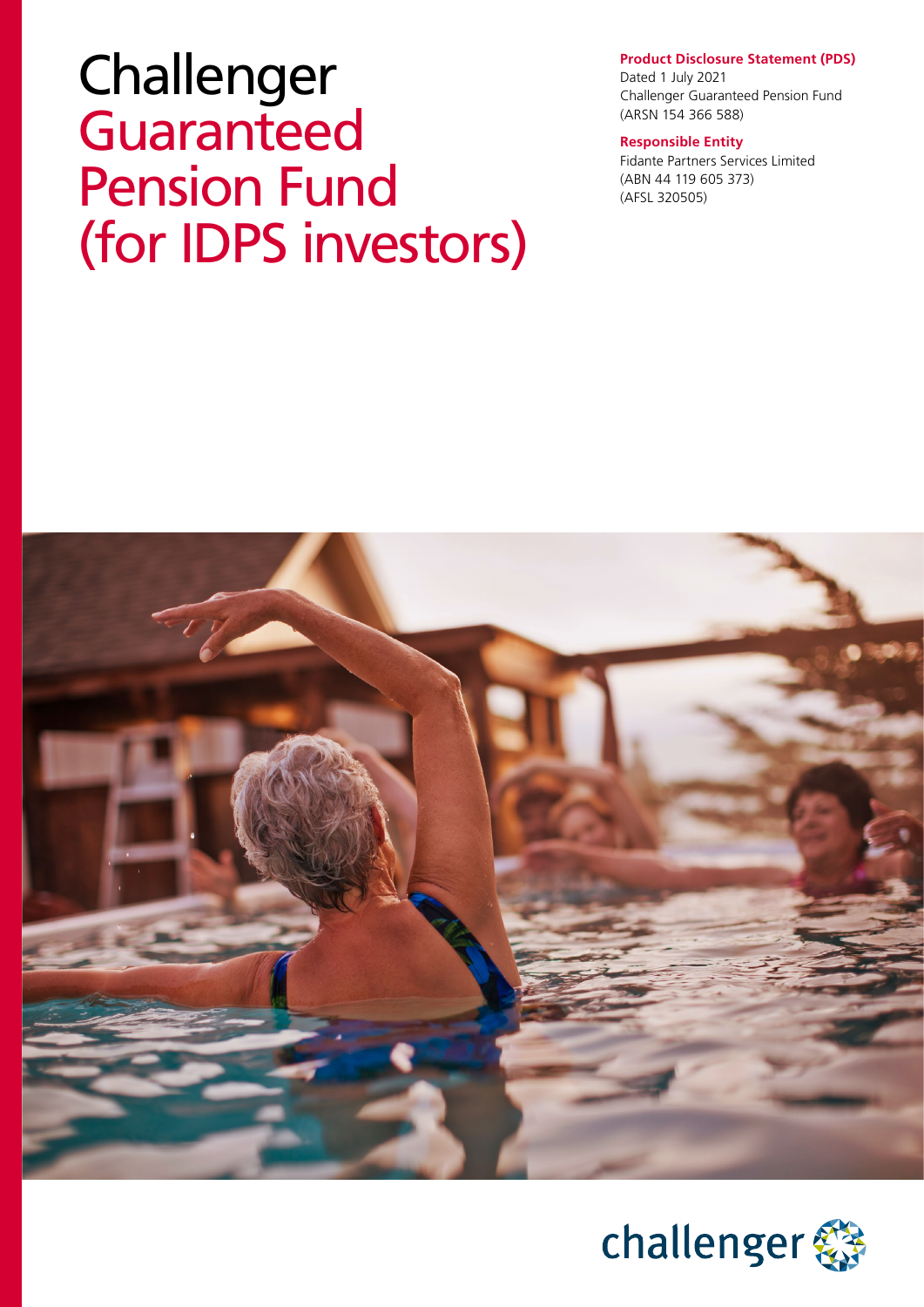# Challenger Guaranteed Pension Fund (for IDPS investors)

**Product Disclosure Statement (PDS)**
Dated 1 July 2021
Challenger Guaranteed Pension Fund
(ARSN 154 366 588)

**Responsible Entity**
Fidante Partners Services Limited
(ABN 44 119 605 373)
(AFSL 320505)

challenger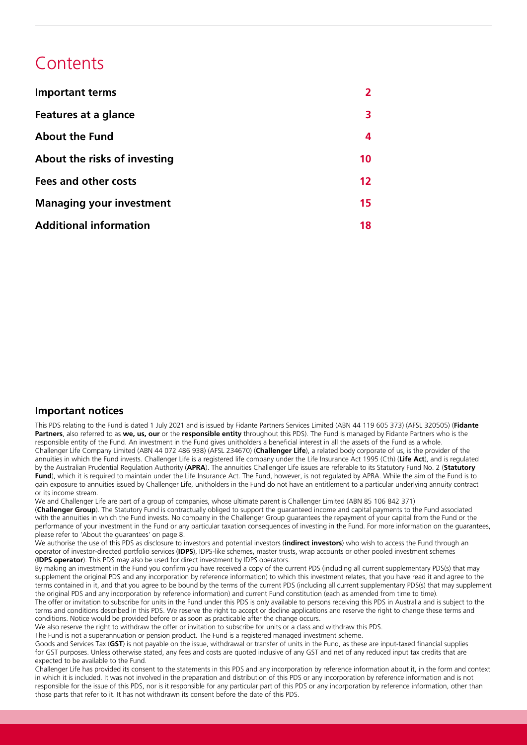# Contents

| | |
|---|---|
| **Important terms** | **2** |
| **Features at a glance** | **3** |
| **About the Fund** | **4** |
| **About the risks of investing** | **10** |
| **Fees and other costs** | **12** |
| **Managing your investment** | **15** |
| **Additional information** | **18** |

## Important notices

This PDS relating to the Fund is dated 1 July 2021 and is issued by Fidante Partners Services Limited (ABN 44 119 605 373) (AFSL 320505) (**Fidante Partners**, also referred to as **we, us, our** or the **responsible entity** throughout this PDS). The Fund is managed by Fidante Partners who is the responsible entity of the Fund. An investment in the Fund gives unitholders a beneficial interest in all the assets of the Fund as a whole.

Challenger Life Company Limited (ABN 44 072 486 938) (AFSL 234670) (**Challenger Life**), a related body corporate of us, is the provider of the annuities in which the Fund invests. Challenger Life is a registered life company under the Life Insurance Act 1995 (Cth) (**Life Act**), and is regulated by the Australian Prudential Regulation Authority (**APRA**). The annuities Challenger Life issues are referable to its Statutory Fund No. 2 (**Statutory Fund**), which it is required to maintain under the Life Insurance Act. The Fund, however, is not regulated by APRA. While the aim of the Fund is to gain exposure to annuities issued by Challenger Life, unitholders in the Fund do not have an entitlement to a particular underlying annuity contract or its income stream.

We and Challenger Life are part of a group of companies, whose ultimate parent is Challenger Limited (ABN 85 106 842 371) (**Challenger Group**). The Statutory Fund is contractually obliged to support the guaranteed income and capital payments to the Fund associated with the annuities in which the Fund invests. No company in the Challenger Group guarantees the repayment of your capital from the Fund or the performance of your investment in the Fund or any particular taxation consequences of investing in the Fund. For more information on the guarantees, please refer to 'About the guarantees' on page 8.

We authorise the use of this PDS as disclosure to investors and potential investors (**indirect investors**) who wish to access the Fund through an operator of investor-directed portfolio services (**IDPS**), IDPS-like schemes, master trusts, wrap accounts or other pooled investment schemes (**IDPS operator**). This PDS may also be used for direct investment by IDPS operators.

By making an investment in the Fund you confirm you have received a copy of the current PDS (including all current supplementary PDS(s) that may supplement the original PDS and any incorporation by reference information) to which this investment relates, that you have read it and agree to the terms contained in it, and that you agree to be bound by the terms of the current PDS (including all current supplementary PDS(s) that may supplement the original PDS and any incorporation by reference information) and current Fund constitution (each as amended from time to time).

The offer or invitation to subscribe for units in the Fund under this PDS is only available to persons receiving this PDS in Australia and is subject to the terms and conditions described in this PDS. We reserve the right to accept or decline applications and reserve the right to change these terms and conditions. Notice would be provided before or as soon as practicable after the change occurs.

We also reserve the right to withdraw the offer or invitation to subscribe for units or a class and withdraw this PDS.

The Fund is not a superannuation or pension product. The Fund is a registered managed investment scheme.

Goods and Services Tax (**GST**) is not payable on the issue, withdrawal or transfer of units in the Fund, as these are input-taxed financial supplies for GST purposes. Unless otherwise stated, any fees and costs are quoted inclusive of any GST and net of any reduced input tax credits that are expected to be available to the Fund.

Challenger Life has provided its consent to the statements in this PDS and any incorporation by reference information about it, in the form and context in which it is included. It was not involved in the preparation and distribution of this PDS or any incorporation by reference information and is not responsible for the issue of this PDS, nor is it responsible for any particular part of this PDS or any incorporation by reference information, other than those parts that refer to it. It has not withdrawn its consent before the date of this PDS.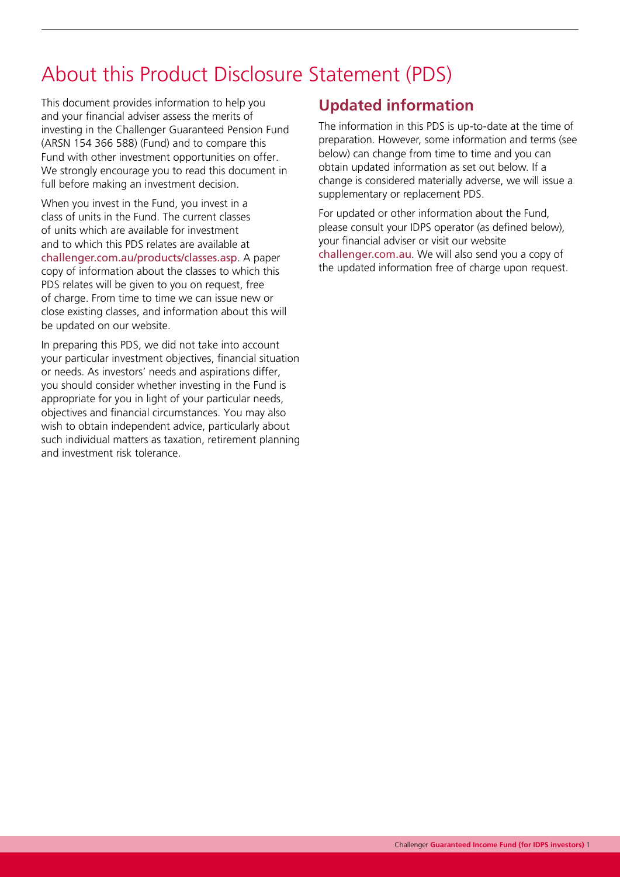# About this Product Disclosure Statement (PDS)

This document provides information to help you and your financial adviser assess the merits of investing in the Challenger Guaranteed Pension Fund (ARSN 154 366 588) (Fund) and to compare this Fund with other investment opportunities on offer. We strongly encourage you to read this document in full before making an investment decision.

When you invest in the Fund, you invest in a class of units in the Fund. The current classes of units which are available for investment and to which this PDS relates are available at challenger.com.au/products/classes.asp. A paper copy of information about the classes to which this PDS relates will be given to you on request, free of charge. From time to time we can issue new or close existing classes, and information about this will be updated on our website.

In preparing this PDS, we did not take into account your particular investment objectives, financial situation or needs. As investors' needs and aspirations differ, you should consider whether investing in the Fund is appropriate for you in light of your particular needs, objectives and financial circumstances. You may also wish to obtain independent advice, particularly about such individual matters as taxation, retirement planning and investment risk tolerance.

## Updated information

The information in this PDS is up-to-date at the time of preparation. However, some information and terms (see below) can change from time to time and you can obtain updated information as set out below. If a change is considered materially adverse, we will issue a supplementary or replacement PDS.

For updated or other information about the Fund, please consult your IDPS operator (as defined below), your financial adviser or visit our website challenger.com.au. We will also send you a copy of the updated information free of charge upon request.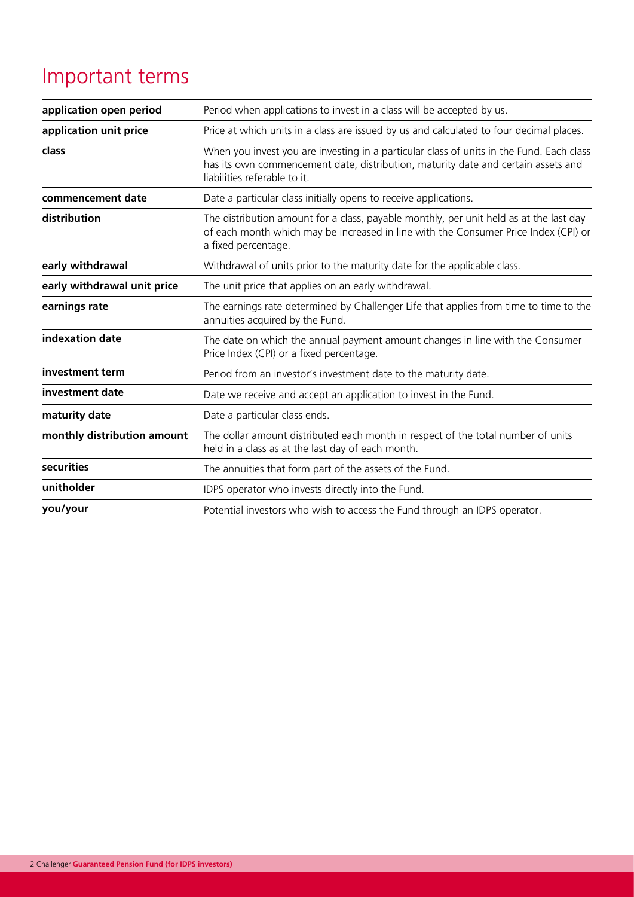# Important terms

| | |
|---|---|
| **application open period** | Period when applications to invest in a class will be accepted by us. |
| **application unit price** | Price at which units in a class are issued by us and calculated to four decimal places. |
| **class** | When you invest you are investing in a particular class of units in the Fund. Each class has its own commencement date, distribution, maturity date and certain assets and liabilities referable to it. |
| **commencement date** | Date a particular class initially opens to receive applications. |
| **distribution** | The distribution amount for a class, payable monthly, per unit held as at the last day of each month which may be increased in line with the Consumer Price Index (CPI) or a fixed percentage. |
| **early withdrawal** | Withdrawal of units prior to the maturity date for the applicable class. |
| **early withdrawal unit price** | The unit price that applies on an early withdrawal. |
| **earnings rate** | The earnings rate determined by Challenger Life that applies from time to time to the annuities acquired by the Fund. |
| **indexation date** | The date on which the annual payment amount changes in line with the Consumer Price Index (CPI) or a fixed percentage. |
| **investment term** | Period from an investor's investment date to the maturity date. |
| **investment date** | Date we receive and accept an application to invest in the Fund. |
| **maturity date** | Date a particular class ends. |
| **monthly distribution amount** | The dollar amount distributed each month in respect of the total number of units held in a class as at the last day of each month. |
| **securities** | The annuities that form part of the assets of the Fund. |
| **unitholder** | IDPS operator who invests directly into the Fund. |
| **you/your** | Potential investors who wish to access the Fund through an IDPS operator. |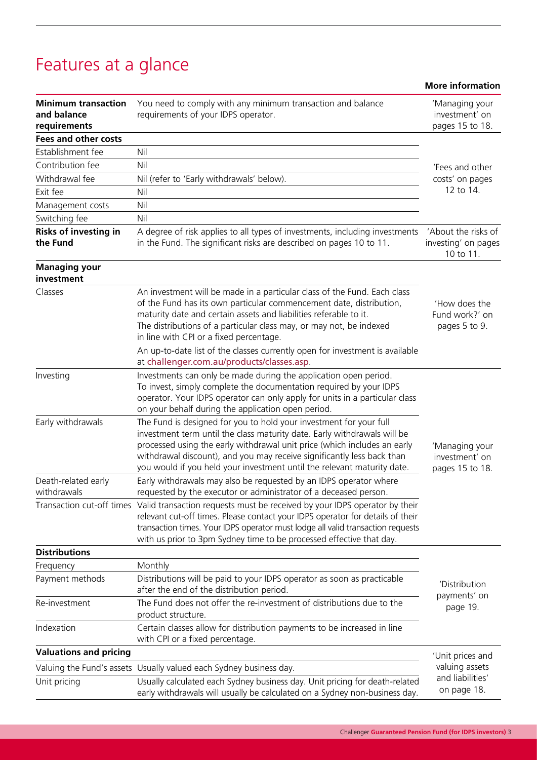# Features at a glance

| | | More information |
|---|---|---|
| **Minimum transaction and balance requirements** | You need to comply with any minimum transaction and balance requirements of your IDPS operator. | 'Managing your investment' on pages 15 to 18. |
| **Fees and other costs** | | |
| Establishment fee | Nil | 'Fees and other costs' on pages 12 to 14. |
| Contribution fee | Nil | |
| Withdrawal fee | Nil (refer to 'Early withdrawals' below). | |
| Exit fee | Nil | |
| Management costs | Nil | |
| Switching fee | Nil | |
| **Risks of investing in the Fund** | A degree of risk applies to all types of investments, including investments in the Fund. The significant risks are described on pages 10 to 11. | 'About the risks of investing' on pages 10 to 11. |
| **Managing your investment** | | |
| Classes | An investment will be made in a particular class of the Fund. Each class of the Fund has its own particular commencement date, distribution, maturity date and certain assets and liabilities referable to it. The distributions of a particular class may, or may not, be indexed in line with CPI or a fixed percentage. An up-to-date list of the classes currently open for investment is available at challenger.com.au/products/classes.asp. | 'How does the Fund work?' on pages 5 to 9. |
| Investing | Investments can only be made during the application open period. To invest, simply complete the documentation required by your IDPS operator. Your IDPS operator can only apply for units in a particular class on your behalf during the application open period. | 'Managing your investment' on pages 15 to 18. |
| Early withdrawals | The Fund is designed for you to hold your investment for your full investment term until the class maturity date. Early withdrawals will be processed using the early withdrawal unit price (which includes an early withdrawal discount), and you may receive significantly less back than you would if you held your investment until the relevant maturity date. | |
| Death-related early withdrawals | Early withdrawals may also be requested by an IDPS operator where requested by the executor or administrator of a deceased person. | |
| Transaction cut-off times | Valid transaction requests must be received by your IDPS operator by their relevant cut-off times. Please contact your IDPS operator for details of their transaction times. Your IDPS operator must lodge all valid transaction requests with us prior to 3pm Sydney time to be processed effective that day. | |
| **Distributions** | | |
| Frequency | Monthly | 'Distribution payments' on page 19. |
| Payment methods | Distributions will be paid to your IDPS operator as soon as practicable after the end of the distribution period. | |
| Re-investment | The Fund does not offer the re-investment of distributions due to the product structure. | |
| Indexation | Certain classes allow for distribution payments to be increased in line with CPI or a fixed percentage. | |
| **Valuations and pricing** | | 'Unit prices and valuing assets and liabilities' on page 18. |
| Valuing the Fund's assets | Usually valued each Sydney business day. | |
| Unit pricing | Usually calculated each Sydney business day. Unit pricing for death-related early withdrawals will usually be calculated on a Sydney non-business day. | |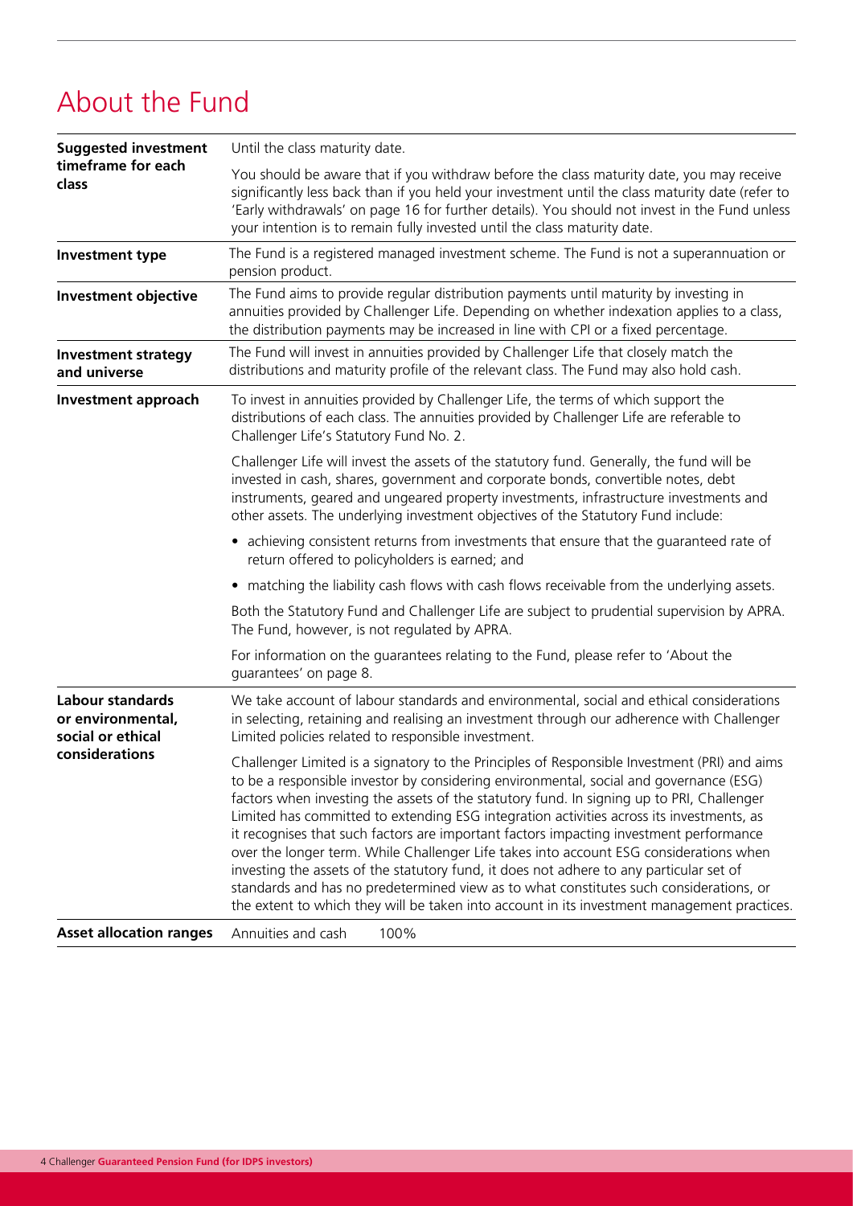# About the Fund

| | |
|---|---|
| **Suggested investment timeframe for each class** | Until the class maturity date.<br><br>You should be aware that if you withdraw before the class maturity date, you may receive significantly less back than if you held your investment until the class maturity date (refer to 'Early withdrawals' on page 16 for further details). You should not invest in the Fund unless your intention is to remain fully invested until the class maturity date. |
| **Investment type** | The Fund is a registered managed investment scheme. The Fund is not a superannuation or pension product. |
| **Investment objective** | The Fund aims to provide regular distribution payments until maturity by investing in annuities provided by Challenger Life. Depending on whether indexation applies to a class, the distribution payments may be increased in line with CPI or a fixed percentage. |
| **Investment strategy and universe** | The Fund will invest in annuities provided by Challenger Life that closely match the distributions and maturity profile of the relevant class. The Fund may also hold cash. |
| **Investment approach** | To invest in annuities provided by Challenger Life, the terms of which support the distributions of each class. The annuities provided by Challenger Life are referable to Challenger Life's Statutory Fund No. 2.<br><br>Challenger Life will invest the assets of the statutory fund. Generally, the fund will be invested in cash, shares, government and corporate bonds, convertible notes, debt instruments, geared and ungeared property investments, infrastructure investments and other assets. The underlying investment objectives of the Statutory Fund include:<br><br>• achieving consistent returns from investments that ensure that the guaranteed rate of return offered to policyholders is earned; and<br><br>• matching the liability cash flows with cash flows receivable from the underlying assets.<br><br>Both the Statutory Fund and Challenger Life are subject to prudential supervision by APRA. The Fund, however, is not regulated by APRA.<br><br>For information on the guarantees relating to the Fund, please refer to 'About the guarantees' on page 8. |
| **Labour standards or environmental, social or ethical considerations** | We take account of labour standards and environmental, social and ethical considerations in selecting, retaining and realising an investment through our adherence with Challenger Limited policies related to responsible investment.<br><br>Challenger Limited is a signatory to the Principles of Responsible Investment (PRI) and aims to be a responsible investor by considering environmental, social and governance (ESG) factors when investing the assets of the statutory fund. In signing up to PRI, Challenger Limited has committed to extending ESG integration activities across its investments, as it recognises that such factors are important factors impacting investment performance over the longer term. While Challenger Life takes into account ESG considerations when investing the assets of the statutory fund, it does not adhere to any particular set of standards and has no predetermined view as to what constitutes such considerations, or the extent to which they will be taken into account in its investment management practices. |
| **Asset allocation ranges** | Annuities and cash 100% |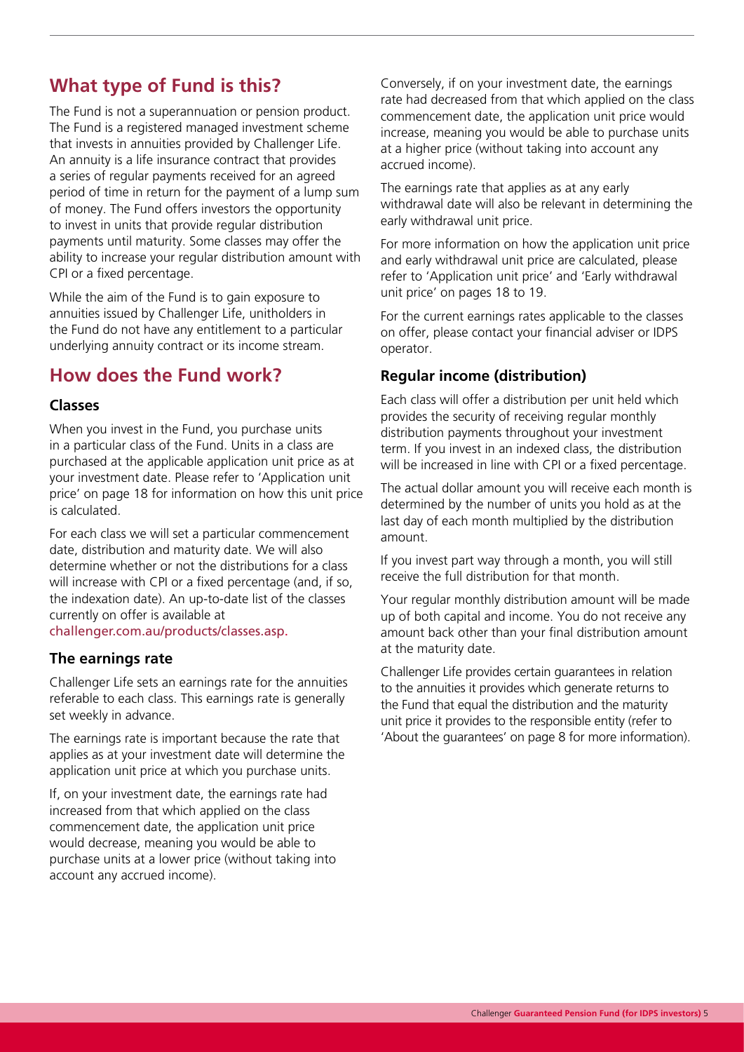## What type of Fund is this?

The Fund is not a superannuation or pension product. The Fund is a registered managed investment scheme that invests in annuities provided by Challenger Life. An annuity is a life insurance contract that provides a series of regular payments received for an agreed period of time in return for the payment of a lump sum of money. The Fund offers investors the opportunity to invest in units that provide regular distribution payments until maturity. Some classes may offer the ability to increase your regular distribution amount with CPI or a fixed percentage.

While the aim of the Fund is to gain exposure to annuities issued by Challenger Life, unitholders in the Fund do not have any entitlement to a particular underlying annuity contract or its income stream.

## How does the Fund work?

### Classes

When you invest in the Fund, you purchase units in a particular class of the Fund. Units in a class are purchased at the applicable application unit price as at your investment date. Please refer to 'Application unit price' on page 18 for information on how this unit price is calculated.

For each class we will set a particular commencement date, distribution and maturity date. We will also determine whether or not the distributions for a class will increase with CPI or a fixed percentage (and, if so, the indexation date). An up-to-date list of the classes currently on offer is available at challenger.com.au/products/classes.asp.

### The earnings rate

Challenger Life sets an earnings rate for the annuities referable to each class. This earnings rate is generally set weekly in advance.

The earnings rate is important because the rate that applies as at your investment date will determine the application unit price at which you purchase units.

If, on your investment date, the earnings rate had increased from that which applied on the class commencement date, the application unit price would decrease, meaning you would be able to purchase units at a lower price (without taking into account any accrued income).

Conversely, if on your investment date, the earnings rate had decreased from that which applied on the class commencement date, the application unit price would increase, meaning you would be able to purchase units at a higher price (without taking into account any accrued income).

The earnings rate that applies as at any early withdrawal date will also be relevant in determining the early withdrawal unit price.

For more information on how the application unit price and early withdrawal unit price are calculated, please refer to 'Application unit price' and 'Early withdrawal unit price' on pages 18 to 19.

For the current earnings rates applicable to the classes on offer, please contact your financial adviser or IDPS operator.

### Regular income (distribution)

Each class will offer a distribution per unit held which provides the security of receiving regular monthly distribution payments throughout your investment term. If you invest in an indexed class, the distribution will be increased in line with CPI or a fixed percentage.

The actual dollar amount you will receive each month is determined by the number of units you hold as at the last day of each month multiplied by the distribution amount.

If you invest part way through a month, you will still receive the full distribution for that month.

Your regular monthly distribution amount will be made up of both capital and income. You do not receive any amount back other than your final distribution amount at the maturity date.

Challenger Life provides certain guarantees in relation to the annuities it provides which generate returns to the Fund that equal the distribution and the maturity unit price it provides to the responsible entity (refer to 'About the guarantees' on page 8 for more information).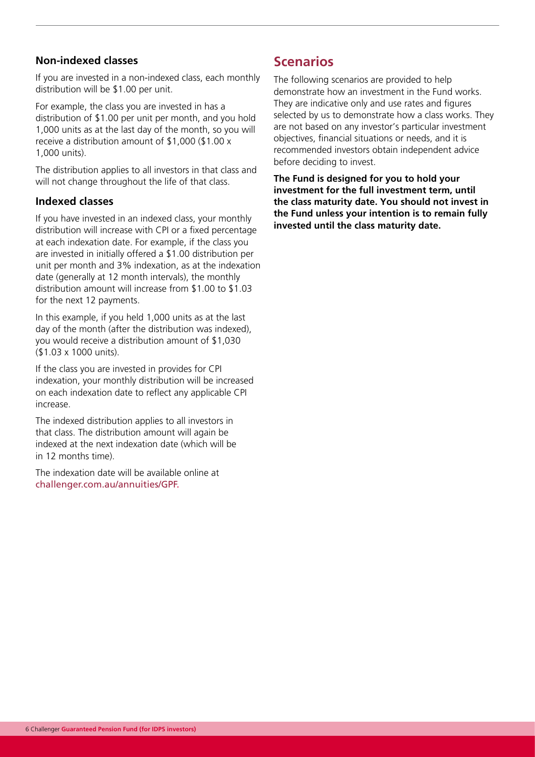### Non-indexed classes

If you are invested in a non-indexed class, each monthly distribution will be $1.00 per unit.

For example, the class you are invested in has a distribution of $1.00 per unit per month, and you hold 1,000 units as at the last day of the month, so you will receive a distribution amount of $1,000 ($1.00 x 1,000 units).

The distribution applies to all investors in that class and will not change throughout the life of that class.

### Indexed classes

If you have invested in an indexed class, your monthly distribution will increase with CPI or a fixed percentage at each indexation date. For example, if the class you are invested in initially offered a $1.00 distribution per unit per month and 3% indexation, as at the indexation date (generally at 12 month intervals), the monthly distribution amount will increase from $1.00 to $1.03 for the next 12 payments.

In this example, if you held 1,000 units as at the last day of the month (after the distribution was indexed), you would receive a distribution amount of $1,030 ($1.03 x 1000 units).

If the class you are invested in provides for CPI indexation, your monthly distribution will be increased on each indexation date to reflect any applicable CPI increase.

The indexed distribution applies to all investors in that class. The distribution amount will again be indexed at the next indexation date (which will be in 12 months time).

The indexation date will be available online at challenger.com.au/annuities/GPF.

## Scenarios

The following scenarios are provided to help demonstrate how an investment in the Fund works. They are indicative only and use rates and figures selected by us to demonstrate how a class works. They are not based on any investor's particular investment objectives, financial situations or needs, and it is recommended investors obtain independent advice before deciding to invest.

**The Fund is designed for you to hold your investment for the full investment term, until the class maturity date. You should not invest in the Fund unless your intention is to remain fully invested until the class maturity date.**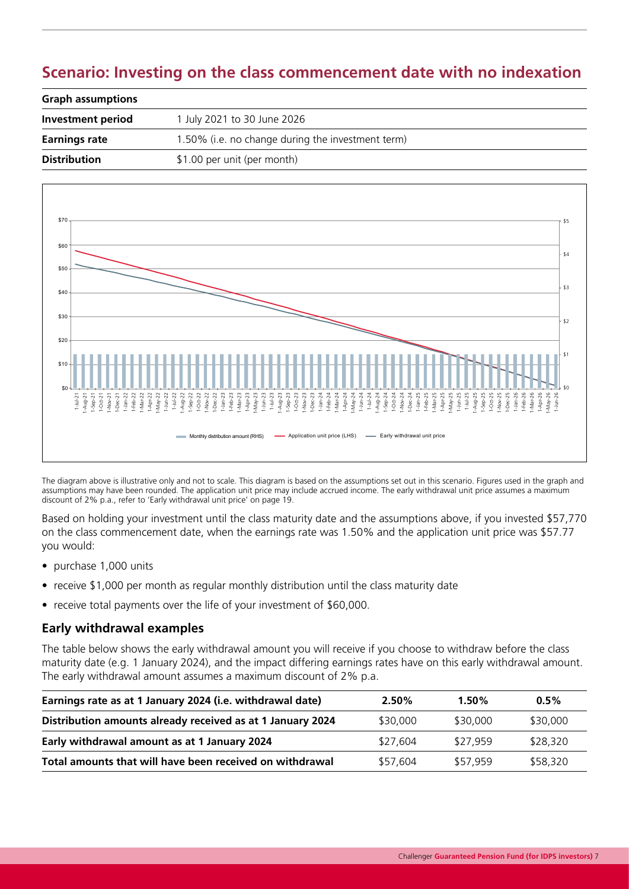## Scenario: Investing on the class commencement date with no indexation

| Graph assumptions | |
|---|---|
| **Investment period** | 1 July 2021 to 30 June 2026 |
| **Earnings rate** | 1.50% (i.e. no change during the investment term) |
| **Distribution** | $1.00 per unit (per month) |

The diagram above is illustrative only and not to scale. This diagram is based on the assumptions set out in this scenario. Figures used in the graph and assumptions may have been rounded. The application unit price may include accrued income. The early withdrawal unit price assumes a maximum discount of 2% p.a., refer to 'Early withdrawal unit price' on page 19.

Based on holding your investment until the class maturity date and the assumptions above, if you invested $57,770 on the class commencement date, when the earnings rate was 1.50% and the application unit price was $57.77 you would:

- purchase 1,000 units
- receive $1,000 per month as regular monthly distribution until the class maturity date
- receive total payments over the life of your investment of $60,000.

### Early withdrawal examples

The table below shows the early withdrawal amount you will receive if you choose to withdraw before the class maturity date (e.g. 1 January 2024), and the impact differing earnings rates have on this early withdrawal amount. The early withdrawal amount assumes a maximum discount of 2% p.a.

| Earnings rate as at 1 January 2024 (i.e. withdrawal date) | 2.50% | 1.50% | 0.5% |
|---|---|---|---|
| **Distribution amounts already received as at 1 January 2024** | $30,000 | $30,000 | $30,000 |
| **Early withdrawal amount as at 1 January 2024** | $27,604 | $27,959 | $28,320 |
| **Total amounts that will have been received on withdrawal** | $57,604 | $57,959 | $58,320 |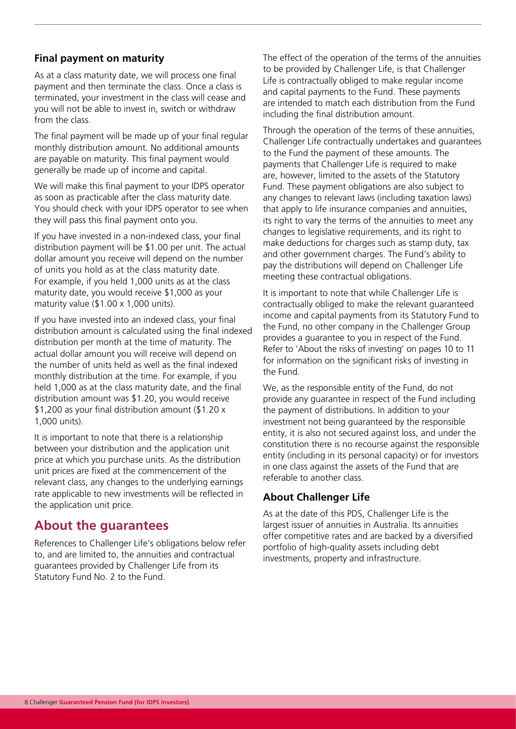### Final payment on maturity

As at a class maturity date, we will process one final payment and then terminate the class. Once a class is terminated, your investment in the class will cease and you will not be able to invest in, switch or withdraw from the class.

The final payment will be made up of your final regular monthly distribution amount. No additional amounts are payable on maturity. This final payment would generally be made up of income and capital.

We will make this final payment to your IDPS operator as soon as practicable after the class maturity date. You should check with your IDPS operator to see when they will pass this final payment onto you.

If you have invested in a non-indexed class, your final distribution payment will be $1.00 per unit. The actual dollar amount you receive will depend on the number of units you hold as at the class maturity date. For example, if you held 1,000 units as at the class maturity date, you would receive $1,000 as your maturity value ($1.00 x 1,000 units).

If you have invested into an indexed class, your final distribution amount is calculated using the final indexed distribution per month at the time of maturity. The actual dollar amount you will receive will depend on the number of units held as well as the final indexed monthly distribution at the time. For example, if you held 1,000 as at the class maturity date, and the final distribution amount was $1.20, you would receive $1,200 as your final distribution amount ($1.20 x 1,000 units).

It is important to note that there is a relationship between your distribution and the application unit price at which you purchase units. As the distribution unit prices are fixed at the commencement of the relevant class, any changes to the underlying earnings rate applicable to new investments will be reflected in the application unit price.

## About the guarantees

References to Challenger Life's obligations below refer to, and are limited to, the annuities and contractual guarantees provided by Challenger Life from its Statutory Fund No. 2 to the Fund.

The effect of the operation of the terms of the annuities to be provided by Challenger Life, is that Challenger Life is contractually obliged to make regular income and capital payments to the Fund. These payments are intended to match each distribution from the Fund including the final distribution amount.

Through the operation of the terms of these annuities, Challenger Life contractually undertakes and guarantees to the Fund the payment of these amounts. The payments that Challenger Life is required to make are, however, limited to the assets of the Statutory Fund. These payment obligations are also subject to any changes to relevant laws (including taxation laws) that apply to life insurance companies and annuities, its right to vary the terms of the annuities to meet any changes to legislative requirements, and its right to make deductions for charges such as stamp duty, tax and other government charges. The Fund's ability to pay the distributions will depend on Challenger Life meeting these contractual obligations.

It is important to note that while Challenger Life is contractually obliged to make the relevant guaranteed income and capital payments from its Statutory Fund to the Fund, no other company in the Challenger Group provides a guarantee to you in respect of the Fund. Refer to 'About the risks of investing' on pages 10 to 11 for information on the significant risks of investing in the Fund.

We, as the responsible entity of the Fund, do not provide any guarantee in respect of the Fund including the payment of distributions. In addition to your investment not being guaranteed by the responsible entity, it is also not secured against loss, and under the constitution there is no recourse against the responsible entity (including in its personal capacity) or for investors in one class against the assets of the Fund that are referable to another class.

### About Challenger Life

As at the date of this PDS, Challenger Life is the largest issuer of annuities in Australia. Its annuities offer competitive rates and are backed by a diversified portfolio of high-quality assets including debt investments, property and infrastructure.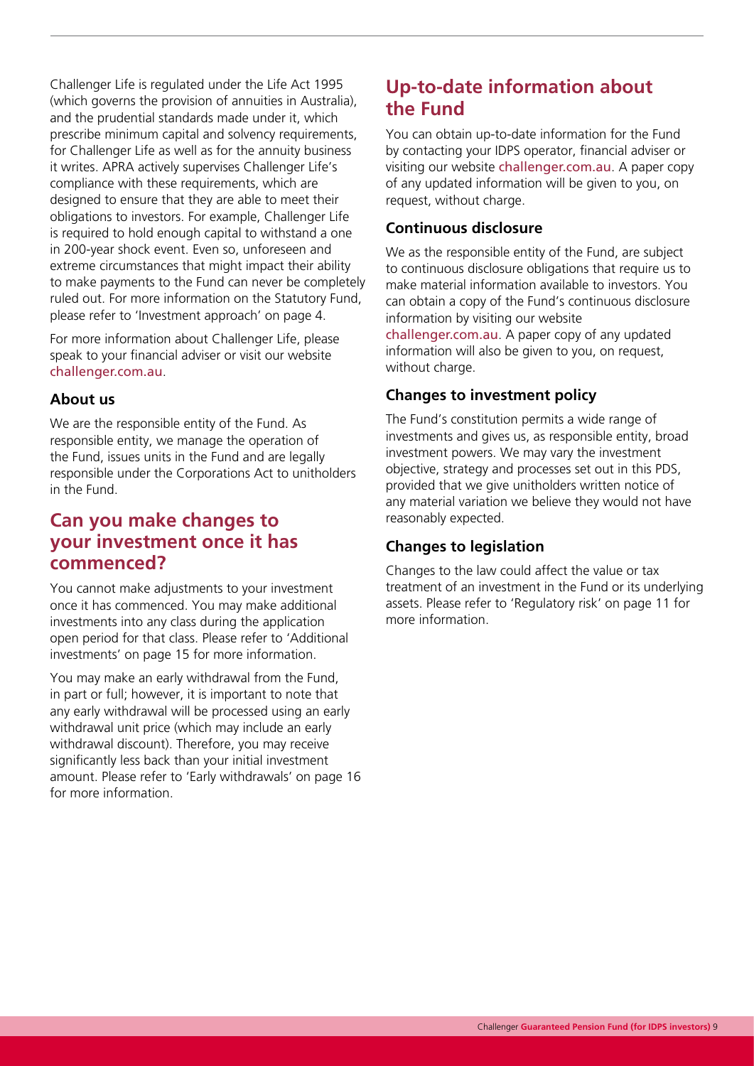Challenger Life is regulated under the Life Act 1995 (which governs the provision of annuities in Australia), and the prudential standards made under it, which prescribe minimum capital and solvency requirements, for Challenger Life as well as for the annuity business it writes. APRA actively supervises Challenger Life's compliance with these requirements, which are designed to ensure that they are able to meet their obligations to investors. For example, Challenger Life is required to hold enough capital to withstand a one in 200-year shock event. Even so, unforeseen and extreme circumstances that might impact their ability to make payments to the Fund can never be completely ruled out. For more information on the Statutory Fund, please refer to 'Investment approach' on page 4.

For more information about Challenger Life, please speak to your financial adviser or visit our website challenger.com.au.

### About us

We are the responsible entity of the Fund. As responsible entity, we manage the operation of the Fund, issues units in the Fund and are legally responsible under the Corporations Act to unitholders in the Fund.

## Can you make changes to your investment once it has commenced?

You cannot make adjustments to your investment once it has commenced. You may make additional investments into any class during the application open period for that class. Please refer to 'Additional investments' on page 15 for more information.

You may make an early withdrawal from the Fund, in part or full; however, it is important to note that any early withdrawal will be processed using an early withdrawal unit price (which may include an early withdrawal discount). Therefore, you may receive significantly less back than your initial investment amount. Please refer to 'Early withdrawals' on page 16 for more information.

## Up-to-date information about the Fund

You can obtain up-to-date information for the Fund by contacting your IDPS operator, financial adviser or visiting our website challenger.com.au. A paper copy of any updated information will be given to you, on request, without charge.

### Continuous disclosure

We as the responsible entity of the Fund, are subject to continuous disclosure obligations that require us to make material information available to investors. You can obtain a copy of the Fund's continuous disclosure information by visiting our website challenger.com.au. A paper copy of any updated information will also be given to you, on request, without charge.

### Changes to investment policy

The Fund's constitution permits a wide range of investments and gives us, as responsible entity, broad investment powers. We may vary the investment objective, strategy and processes set out in this PDS, provided that we give unitholders written notice of any material variation we believe they would not have reasonably expected.

### Changes to legislation

Changes to the law could affect the value or tax treatment of an investment in the Fund or its underlying assets. Please refer to 'Regulatory risk' on page 11 for more information.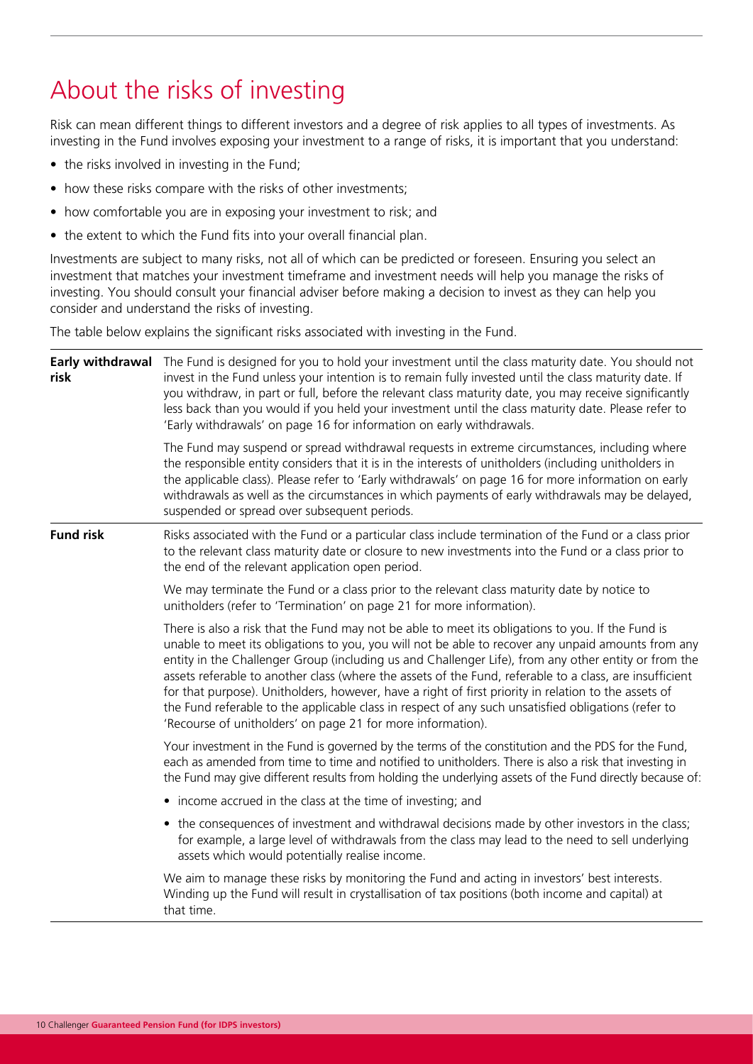# About the risks of investing

Risk can mean different things to different investors and a degree of risk applies to all types of investments. As investing in the Fund involves exposing your investment to a range of risks, it is important that you understand:

- the risks involved in investing in the Fund;
- how these risks compare with the risks of other investments;
- how comfortable you are in exposing your investment to risk; and
- the extent to which the Fund fits into your overall financial plan.

Investments are subject to many risks, not all of which can be predicted or foreseen. Ensuring you select an investment that matches your investment timeframe and investment needs will help you manage the risks of investing. You should consult your financial adviser before making a decision to invest as they can help you consider and understand the risks of investing.

The table below explains the significant risks associated with investing in the Fund.

| | |
|---|---|
| **Early withdrawal risk** | The Fund is designed for you to hold your investment until the class maturity date. You should not invest in the Fund unless your intention is to remain fully invested until the class maturity date. If you withdraw, in part or full, before the relevant class maturity date, you may receive significantly less back than you would if you held your investment until the class maturity date. Please refer to 'Early withdrawals' on page 16 for information on early withdrawals.<br><br>The Fund may suspend or spread withdrawal requests in extreme circumstances, including where the responsible entity considers that it is in the interests of unitholders (including unitholders in the applicable class). Please refer to 'Early withdrawals' on page 16 for more information on early withdrawals as well as the circumstances in which payments of early withdrawals may be delayed, suspended or spread over subsequent periods. |
| **Fund risk** | Risks associated with the Fund or a particular class include termination of the Fund or a class prior to the relevant class maturity date or closure to new investments into the Fund or a class prior to the end of the relevant application open period.<br><br>We may terminate the Fund or a class prior to the relevant class maturity date by notice to unitholders (refer to 'Termination' on page 21 for more information).<br><br>There is also a risk that the Fund may not be able to meet its obligations to you. If the Fund is unable to meet its obligations to you, you will not be able to recover any unpaid amounts from any entity in the Challenger Group (including us and Challenger Life), from any other entity or from the assets referable to another class (where the assets of the Fund, referable to a class, are insufficient for that purpose). Unitholders, however, have a right of first priority in relation to the assets of the Fund referable to the applicable class in respect of any such unsatisfied obligations (refer to 'Recourse of unitholders' on page 21 for more information).<br><br>Your investment in the Fund is governed by the terms of the constitution and the PDS for the Fund, each as amended from time to time and notified to unitholders. There is also a risk that investing in the Fund may give different results from holding the underlying assets of the Fund directly because of:<br><br>• income accrued in the class at the time of investing; and<br>• the consequences of investment and withdrawal decisions made by other investors in the class; for example, a large level of withdrawals from the class may lead to the need to sell underlying assets which would potentially realise income.<br><br>We aim to manage these risks by monitoring the Fund and acting in investors' best interests. Winding up the Fund will result in crystallisation of tax positions (both income and capital) at that time. |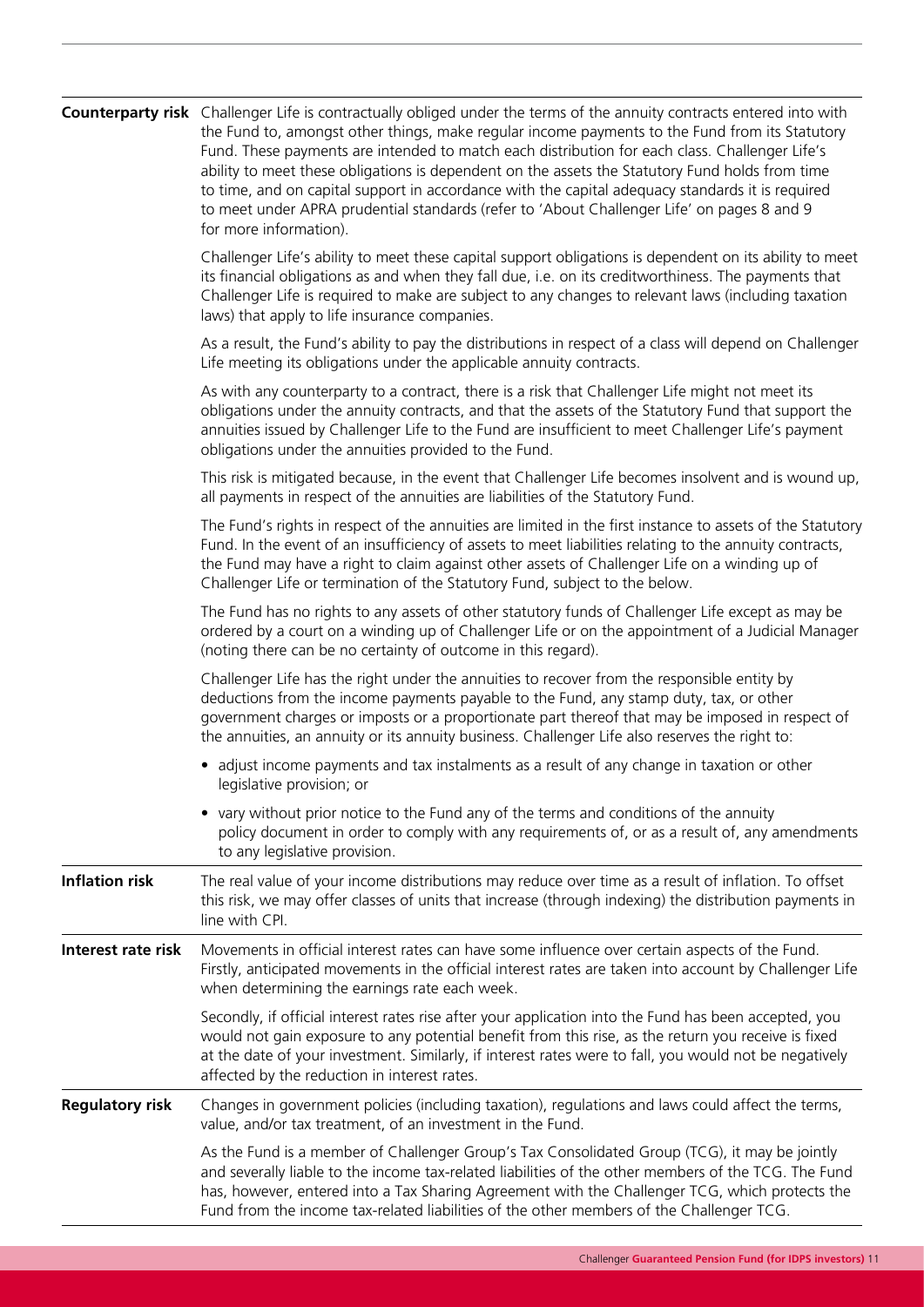| | |
|---|---|
| **Counterparty risk** | Challenger Life is contractually obliged under the terms of the annuity contracts entered into with the Fund to, amongst other things, make regular income payments to the Fund from its Statutory Fund. These payments are intended to match each distribution for each class. Challenger Life's ability to meet these obligations is dependent on the assets the Statutory Fund holds from time to time, and on capital support in accordance with the capital adequacy standards it is required to meet under APRA prudential standards (refer to 'About Challenger Life' on pages 8 and 9 for more information).<br><br>Challenger Life's ability to meet these capital support obligations is dependent on its ability to meet its financial obligations as and when they fall due, i.e. on its creditworthiness. The payments that Challenger Life is required to make are subject to any changes to relevant laws (including taxation laws) that apply to life insurance companies.<br><br>As a result, the Fund's ability to pay the distributions in respect of a class will depend on Challenger Life meeting its obligations under the applicable annuity contracts.<br><br>As with any counterparty to a contract, there is a risk that Challenger Life might not meet its obligations under the annuity contracts, and that the assets of the Statutory Fund that support the annuities issued by Challenger Life to the Fund are insufficient to meet Challenger Life's payment obligations under the annuities provided to the Fund.<br><br>This risk is mitigated because, in the event that Challenger Life becomes insolvent and is wound up, all payments in respect of the annuities are liabilities of the Statutory Fund.<br><br>The Fund's rights in respect of the annuities are limited in the first instance to assets of the Statutory Fund. In the event of an insufficiency of assets to meet liabilities relating to the annuity contracts, the Fund may have a right to claim against other assets of Challenger Life on a winding up of Challenger Life or termination of the Statutory Fund, subject to the below.<br><br>The Fund has no rights to any assets of other statutory funds of Challenger Life except as may be ordered by a court on a winding up of Challenger Life or on the appointment of a Judicial Manager (noting there can be no certainty of outcome in this regard).<br><br>Challenger Life has the right under the annuities to recover from the responsible entity by deductions from the income payments payable to the Fund, any stamp duty, tax, or other government charges or imposts or a proportionate part thereof that may be imposed in respect of the annuities, an annuity or its annuity business. Challenger Life also reserves the right to:<br><br>• adjust income payments and tax instalments as a result of any change in taxation or other legislative provision; or<br><br>• vary without prior notice to the Fund any of the terms and conditions of the annuity policy document in order to comply with any requirements of, or as a result of, any amendments to any legislative provision. |
| **Inflation risk** | The real value of your income distributions may reduce over time as a result of inflation. To offset this risk, we may offer classes of units that increase (through indexing) the distribution payments in line with CPI. |
| **Interest rate risk** | Movements in official interest rates can have some influence over certain aspects of the Fund. Firstly, anticipated movements in the official interest rates are taken into account by Challenger Life when determining the earnings rate each week.<br><br>Secondly, if official interest rates rise after your application into the Fund has been accepted, you would not gain exposure to any potential benefit from this rise, as the return you receive is fixed at the date of your investment. Similarly, if interest rates were to fall, you would not be negatively affected by the reduction in interest rates. |
| **Regulatory risk** | Changes in government policies (including taxation), regulations and laws could affect the terms, value, and/or tax treatment, of an investment in the Fund.<br><br>As the Fund is a member of Challenger Group's Tax Consolidated Group (TCG), it may be jointly and severally liable to the income tax-related liabilities of the other members of the TCG. The Fund has, however, entered into a Tax Sharing Agreement with the Challenger TCG, which protects the Fund from the income tax-related liabilities of the other members of the Challenger TCG. |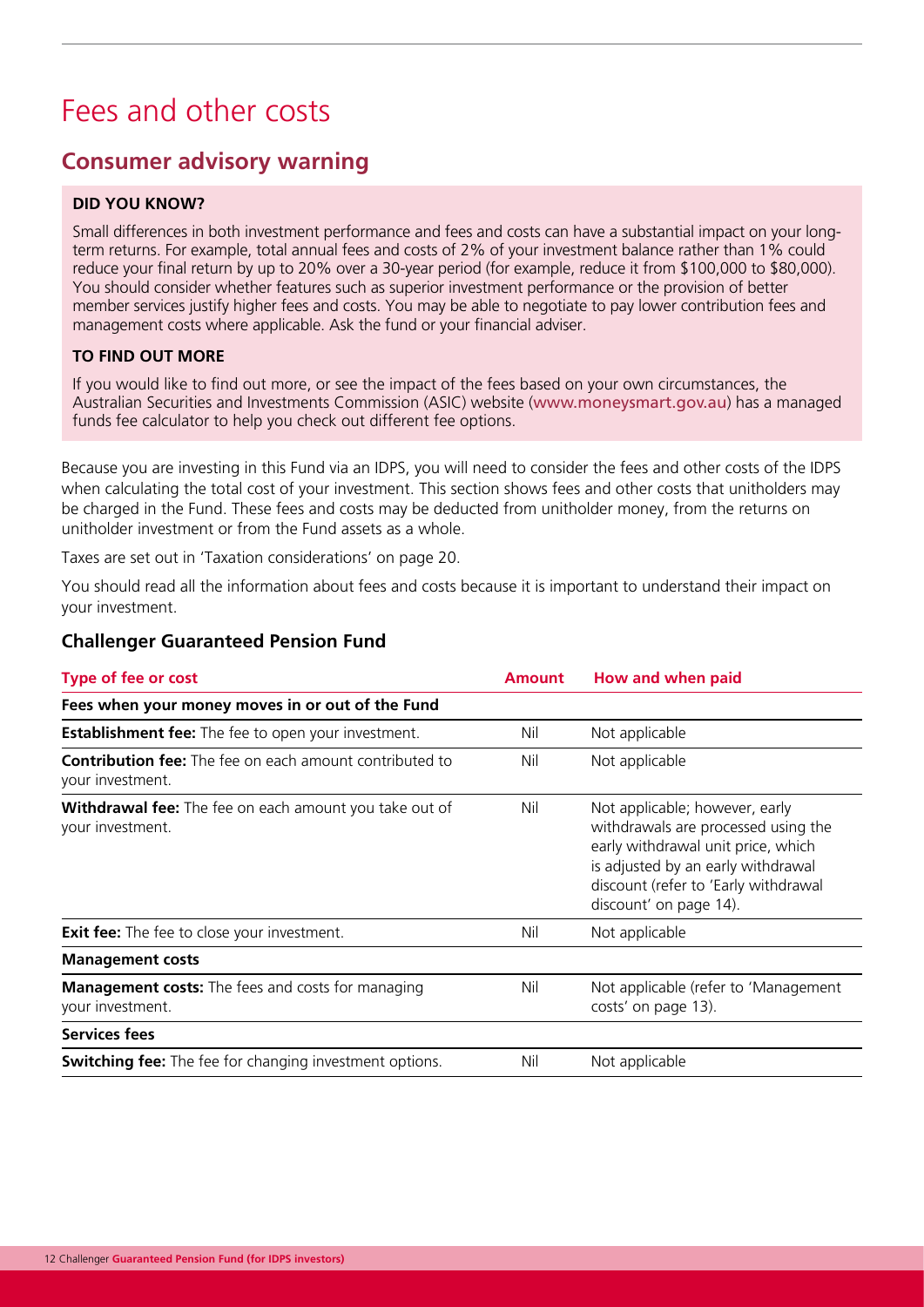# Fees and other costs

## Consumer advisory warning

**DID YOU KNOW?**

Small differences in both investment performance and fees and costs can have a substantial impact on your long-term returns. For example, total annual fees and costs of 2% of your investment balance rather than 1% could reduce your final return by up to 20% over a 30-year period (for example, reduce it from $100,000 to $80,000). You should consider whether features such as superior investment performance or the provision of better member services justify higher fees and costs. You may be able to negotiate to pay lower contribution fees and management costs where applicable. Ask the fund or your financial adviser.

**TO FIND OUT MORE**

If you would like to find out more, or see the impact of the fees based on your own circumstances, the Australian Securities and Investments Commission (ASIC) website (www.moneysmart.gov.au) has a managed funds fee calculator to help you check out different fee options.

Because you are investing in this Fund via an IDPS, you will need to consider the fees and other costs of the IDPS when calculating the total cost of your investment. This section shows fees and other costs that unitholders may be charged in the Fund. These fees and costs may be deducted from unitholder money, from the returns on unitholder investment or from the Fund assets as a whole.

Taxes are set out in 'Taxation considerations' on page 20.

You should read all the information about fees and costs because it is important to understand their impact on your investment.

### Challenger Guaranteed Pension Fund

| Type of fee or cost | Amount | How and when paid |
|---|---|---|
| **Fees when your money moves in or out of the Fund** | | |
| **Establishment fee:** The fee to open your investment. | Nil | Not applicable |
| **Contribution fee:** The fee on each amount contributed to your investment. | Nil | Not applicable |
| **Withdrawal fee:** The fee on each amount you take out of your investment. | Nil | Not applicable; however, early withdrawals are processed using the early withdrawal unit price, which is adjusted by an early withdrawal discount (refer to 'Early withdrawal discount' on page 14). |
| **Exit fee:** The fee to close your investment. | Nil | Not applicable |
| **Management costs** | | |
| **Management costs:** The fees and costs for managing your investment. | Nil | Not applicable (refer to 'Management costs' on page 13). |
| **Services fees** | | |
| **Switching fee:** The fee for changing investment options. | Nil | Not applicable |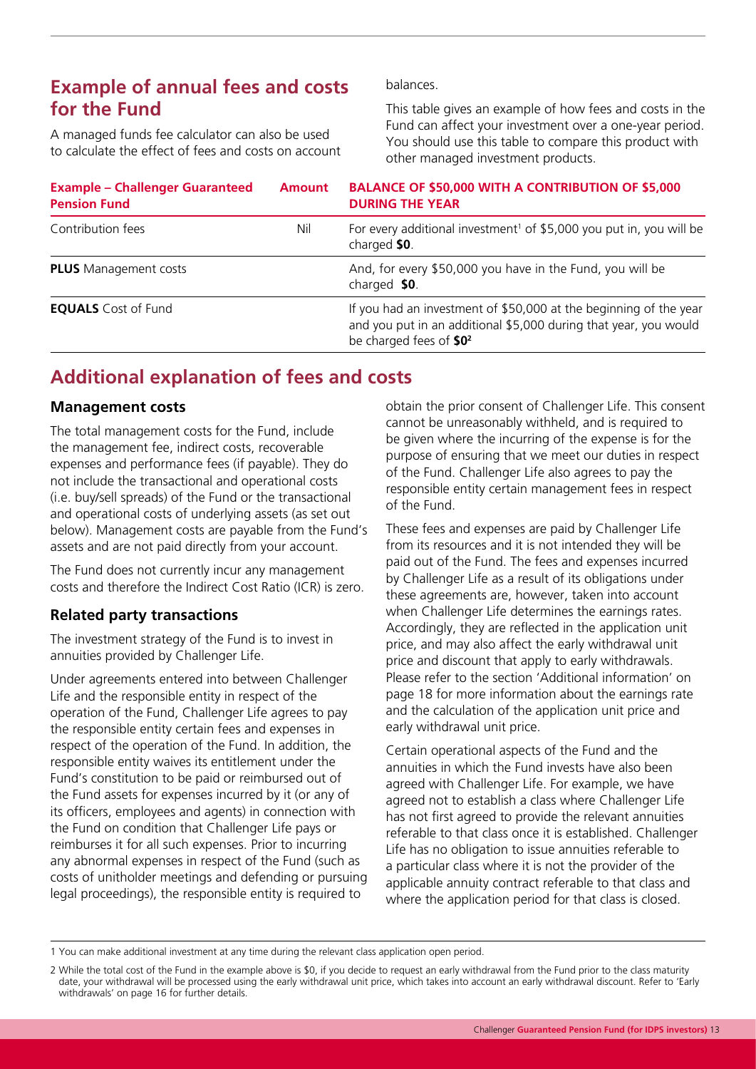## Example of annual fees and costs for the Fund

A managed funds fee calculator can also be used to calculate the effect of fees and costs on account balances.

This table gives an example of how fees and costs in the Fund can affect your investment over a one-year period. You should use this table to compare this product with other managed investment products.

| Example – Challenger Guaranteed Pension Fund | Amount | BALANCE OF $50,000 WITH A CONTRIBUTION OF $5,000 DURING THE YEAR |
|---|---|---|
| Contribution fees | Nil | For every additional investment[1] of $5,000 you put in, you will be charged **$0**. |
| **PLUS** Management costs | | And, for every $50,000 you have in the Fund, you will be charged **$0**. |
| **EQUALS** Cost of Fund | | If you had an investment of $50,000 at the beginning of the year and you put in an additional $5,000 during that year, you would be charged fees of **$0**[2] |

## Additional explanation of fees and costs

### Management costs

The total management costs for the Fund, include the management fee, indirect costs, recoverable expenses and performance fees (if payable). They do not include the transactional and operational costs (i.e. buy/sell spreads) of the Fund or the transactional and operational costs of underlying assets (as set out below). Management costs are payable from the Fund's assets and are not paid directly from your account.

The Fund does not currently incur any management costs and therefore the Indirect Cost Ratio (ICR) is zero.

### Related party transactions

The investment strategy of the Fund is to invest in annuities provided by Challenger Life.

Under agreements entered into between Challenger Life and the responsible entity in respect of the operation of the Fund, Challenger Life agrees to pay the responsible entity certain fees and expenses in respect of the operation of the Fund. In addition, the responsible entity waives its entitlement under the Fund's constitution to be paid or reimbursed out of the Fund assets for expenses incurred by it (or any of its officers, employees and agents) in connection with the Fund on condition that Challenger Life pays or reimburses it for all such expenses. Prior to incurring any abnormal expenses in respect of the Fund (such as costs of unitholder meetings and defending or pursuing legal proceedings), the responsible entity is required to obtain the prior consent of Challenger Life. This consent cannot be unreasonably withheld, and is required to be given where the incurring of the expense is for the purpose of ensuring that we meet our duties in respect of the Fund. Challenger Life also agrees to pay the responsible entity certain management fees in respect of the Fund.

These fees and expenses are paid by Challenger Life from its resources and it is not intended they will be paid out of the Fund. The fees and expenses incurred by Challenger Life as a result of its obligations under these agreements are, however, taken into account when Challenger Life determines the earnings rates. Accordingly, they are reflected in the application unit price, and may also affect the early withdrawal unit price and discount that apply to early withdrawals. Please refer to the section 'Additional information' on page 18 for more information about the earnings rate and the calculation of the application unit price and early withdrawal unit price.

Certain operational aspects of the Fund and the annuities in which the Fund invests have also been agreed with Challenger Life. For example, we have agreed not to establish a class where Challenger Life has not first agreed to provide the relevant annuities referable to that class once it is established. Challenger Life has no obligation to issue annuities referable to a particular class where it is not the provider of the applicable annuity contract referable to that class and where the application period for that class is closed.

---

1 You can make additional investment at any time during the relevant class application open period.

2 While the total cost of the Fund in the example above is $0, if you decide to request an early withdrawal from the Fund prior to the class maturity date, your withdrawal will be processed using the early withdrawal unit price, which takes into account an early withdrawal discount. Refer to 'Early withdrawals' on page 16 for further details.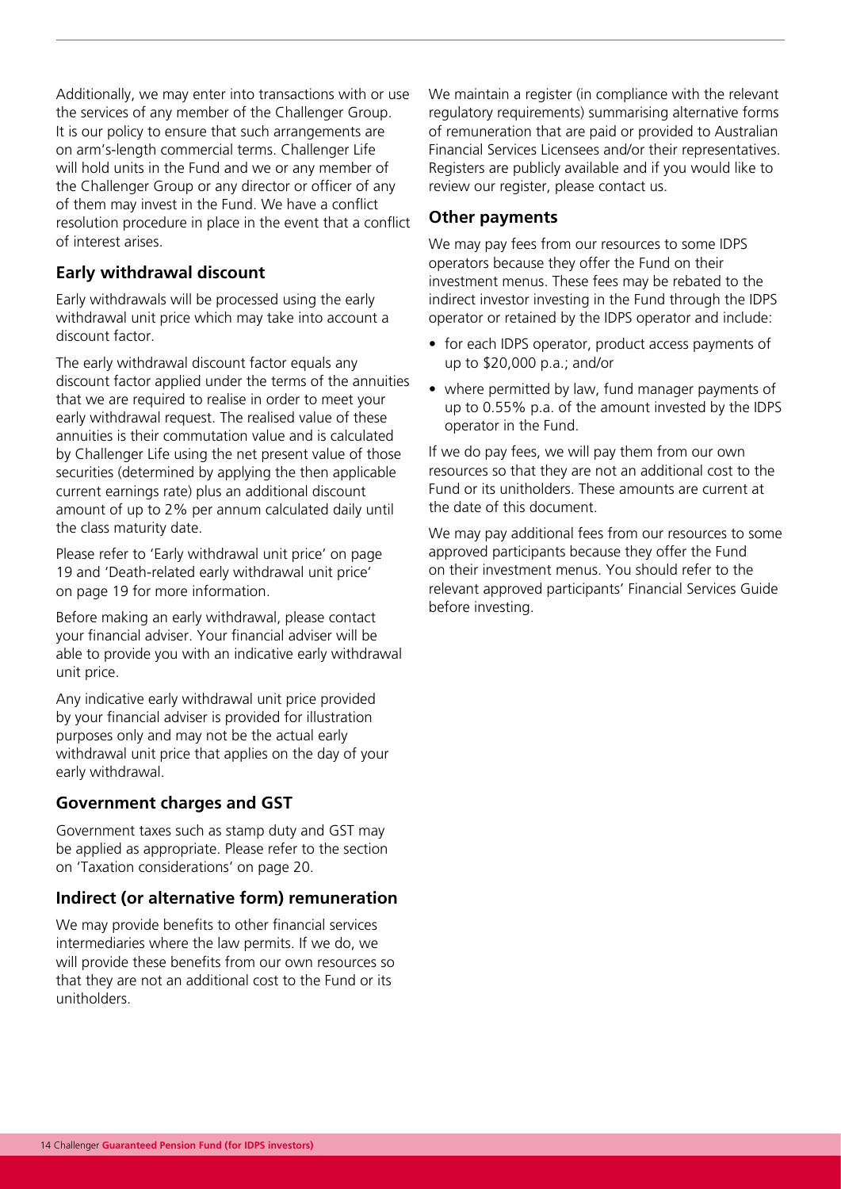Additionally, we may enter into transactions with or use the services of any member of the Challenger Group. It is our policy to ensure that such arrangements are on arm's-length commercial terms. Challenger Life will hold units in the Fund and we or any member of the Challenger Group or any director or officer of any of them may invest in the Fund. We have a conflict resolution procedure in place in the event that a conflict of interest arises.

### Early withdrawal discount

Early withdrawals will be processed using the early withdrawal unit price which may take into account a discount factor.

The early withdrawal discount factor equals any discount factor applied under the terms of the annuities that we are required to realise in order to meet your early withdrawal request. The realised value of these annuities is their commutation value and is calculated by Challenger Life using the net present value of those securities (determined by applying the then applicable current earnings rate) plus an additional discount amount of up to 2% per annum calculated daily until the class maturity date.

Please refer to 'Early withdrawal unit price' on page 19 and 'Death-related early withdrawal unit price' on page 19 for more information.

Before making an early withdrawal, please contact your financial adviser. Your financial adviser will be able to provide you with an indicative early withdrawal unit price.

Any indicative early withdrawal unit price provided by your financial adviser is provided for illustration purposes only and may not be the actual early withdrawal unit price that applies on the day of your early withdrawal.

### Government charges and GST

Government taxes such as stamp duty and GST may be applied as appropriate. Please refer to the section on 'Taxation considerations' on page 20.

### Indirect (or alternative form) remuneration

We may provide benefits to other financial services intermediaries where the law permits. If we do, we will provide these benefits from our own resources so that they are not an additional cost to the Fund or its unitholders.

We maintain a register (in compliance with the relevant regulatory requirements) summarising alternative forms of remuneration that are paid or provided to Australian Financial Services Licensees and/or their representatives. Registers are publicly available and if you would like to review our register, please contact us.

### Other payments

We may pay fees from our resources to some IDPS operators because they offer the Fund on their investment menus. These fees may be rebated to the indirect investor investing in the Fund through the IDPS operator or retained by the IDPS operator and include:

- for each IDPS operator, product access payments of up to $20,000 p.a.; and/or
- where permitted by law, fund manager payments of up to 0.55% p.a. of the amount invested by the IDPS operator in the Fund.

If we do pay fees, we will pay them from our own resources so that they are not an additional cost to the Fund or its unitholders. These amounts are current at the date of this document.

We may pay additional fees from our resources to some approved participants because they offer the Fund on their investment menus. You should refer to the relevant approved participants' Financial Services Guide before investing.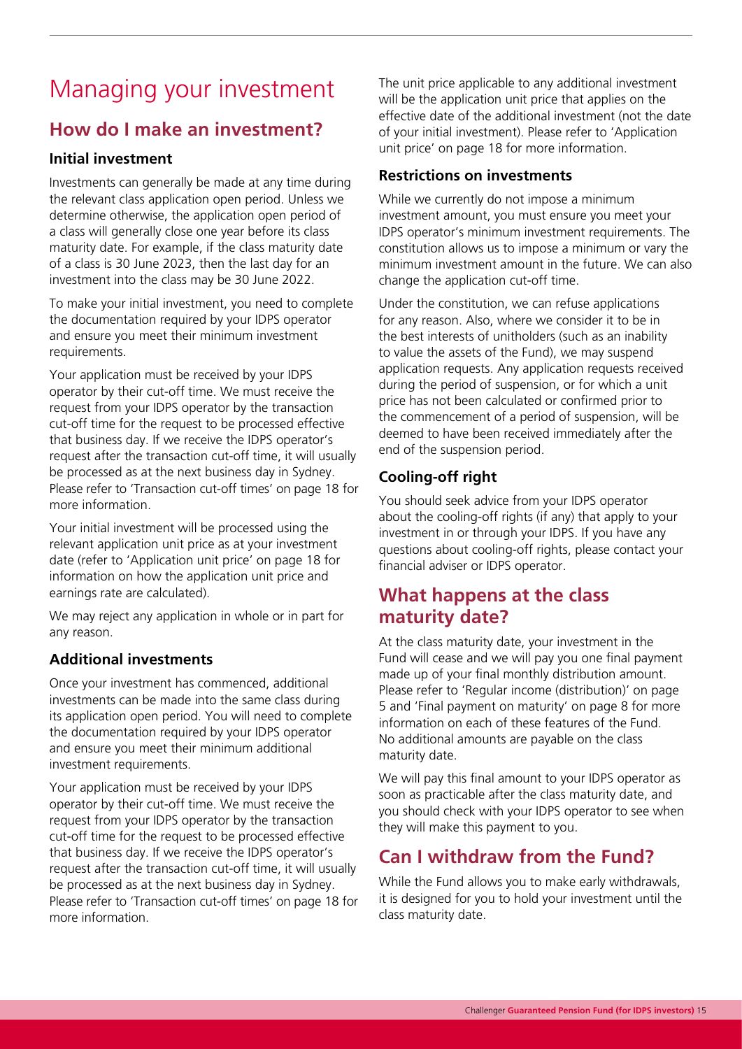# Managing your investment

## How do I make an investment?

### Initial investment

Investments can generally be made at any time during the relevant class application open period. Unless we determine otherwise, the application open period of a class will generally close one year before its class maturity date. For example, if the class maturity date of a class is 30 June 2023, then the last day for an investment into the class may be 30 June 2022.

To make your initial investment, you need to complete the documentation required by your IDPS operator and ensure you meet their minimum investment requirements.

Your application must be received by your IDPS operator by their cut-off time. We must receive the request from your IDPS operator by the transaction cut-off time for the request to be processed effective that business day. If we receive the IDPS operator's request after the transaction cut-off time, it will usually be processed as at the next business day in Sydney. Please refer to 'Transaction cut-off times' on page 18 for more information.

Your initial investment will be processed using the relevant application unit price as at your investment date (refer to 'Application unit price' on page 18 for information on how the application unit price and earnings rate are calculated).

We may reject any application in whole or in part for any reason.

### Additional investments

Once your investment has commenced, additional investments can be made into the same class during its application open period. You will need to complete the documentation required by your IDPS operator and ensure you meet their minimum additional investment requirements.

Your application must be received by your IDPS operator by their cut-off time. We must receive the request from your IDPS operator by the transaction cut-off time for the request to be processed effective that business day. If we receive the IDPS operator's request after the transaction cut-off time, it will usually be processed as at the next business day in Sydney. Please refer to 'Transaction cut-off times' on page 18 for more information.

The unit price applicable to any additional investment will be the application unit price that applies on the effective date of the additional investment (not the date of your initial investment). Please refer to 'Application unit price' on page 18 for more information.

### Restrictions on investments

While we currently do not impose a minimum investment amount, you must ensure you meet your IDPS operator's minimum investment requirements. The constitution allows us to impose a minimum or vary the minimum investment amount in the future. We can also change the application cut-off time.

Under the constitution, we can refuse applications for any reason. Also, where we consider it to be in the best interests of unitholders (such as an inability to value the assets of the Fund), we may suspend application requests. Any application requests received during the period of suspension, or for which a unit price has not been calculated or confirmed prior to the commencement of a period of suspension, will be deemed to have been received immediately after the end of the suspension period.

### Cooling-off right

You should seek advice from your IDPS operator about the cooling-off rights (if any) that apply to your investment in or through your IDPS. If you have any questions about cooling-off rights, please contact your financial adviser or IDPS operator.

## What happens at the class maturity date?

At the class maturity date, your investment in the Fund will cease and we will pay you one final payment made up of your final monthly distribution amount. Please refer to 'Regular income (distribution)' on page 5 and 'Final payment on maturity' on page 8 for more information on each of these features of the Fund. No additional amounts are payable on the class maturity date.

We will pay this final amount to your IDPS operator as soon as practicable after the class maturity date, and you should check with your IDPS operator to see when they will make this payment to you.

## Can I withdraw from the Fund?

While the Fund allows you to make early withdrawals, it is designed for you to hold your investment until the class maturity date.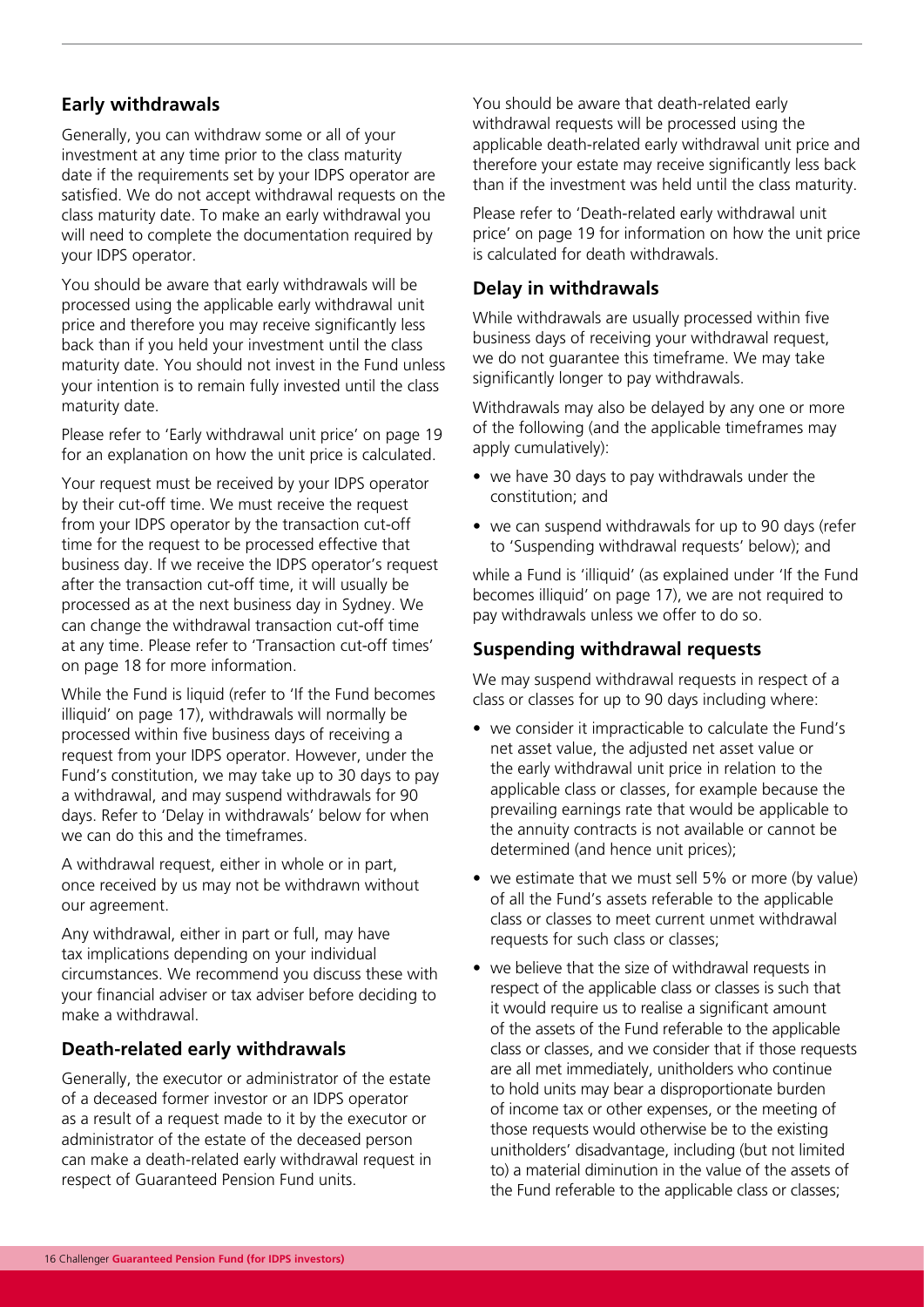## Early withdrawals

Generally, you can withdraw some or all of your investment at any time prior to the class maturity date if the requirements set by your IDPS operator are satisfied. We do not accept withdrawal requests on the class maturity date. To make an early withdrawal you will need to complete the documentation required by your IDPS operator.

You should be aware that early withdrawals will be processed using the applicable early withdrawal unit price and therefore you may receive significantly less back than if you held your investment until the class maturity date. You should not invest in the Fund unless your intention is to remain fully invested until the class maturity date.

Please refer to 'Early withdrawal unit price' on page 19 for an explanation on how the unit price is calculated.

Your request must be received by your IDPS operator by their cut-off time. We must receive the request from your IDPS operator by the transaction cut-off time for the request to be processed effective that business day. If we receive the IDPS operator's request after the transaction cut-off time, it will usually be processed as at the next business day in Sydney. We can change the withdrawal transaction cut-off time at any time. Please refer to 'Transaction cut-off times' on page 18 for more information.

While the Fund is liquid (refer to 'If the Fund becomes illiquid' on page 17), withdrawals will normally be processed within five business days of receiving a request from your IDPS operator. However, under the Fund's constitution, we may take up to 30 days to pay a withdrawal, and may suspend withdrawals for 90 days. Refer to 'Delay in withdrawals' below for when we can do this and the timeframes.

A withdrawal request, either in whole or in part, once received by us may not be withdrawn without our agreement.

Any withdrawal, either in part or full, may have tax implications depending on your individual circumstances. We recommend you discuss these with your financial adviser or tax adviser before deciding to make a withdrawal.

## Death-related early withdrawals

Generally, the executor or administrator of the estate of a deceased former investor or an IDPS operator as a result of a request made to it by the executor or administrator of the estate of the deceased person can make a death-related early withdrawal request in respect of Guaranteed Pension Fund units.

You should be aware that death-related early withdrawal requests will be processed using the applicable death-related early withdrawal unit price and therefore your estate may receive significantly less back than if the investment was held until the class maturity.

Please refer to 'Death-related early withdrawal unit price' on page 19 for information on how the unit price is calculated for death withdrawals.

## Delay in withdrawals

While withdrawals are usually processed within five business days of receiving your withdrawal request, we do not guarantee this timeframe. We may take significantly longer to pay withdrawals.

Withdrawals may also be delayed by any one or more of the following (and the applicable timeframes may apply cumulatively):

- we have 30 days to pay withdrawals under the constitution; and
- we can suspend withdrawals for up to 90 days (refer to 'Suspending withdrawal requests' below); and

while a Fund is 'illiquid' (as explained under 'If the Fund becomes illiquid' on page 17), we are not required to pay withdrawals unless we offer to do so.

## Suspending withdrawal requests

We may suspend withdrawal requests in respect of a class or classes for up to 90 days including where:

- we consider it impracticable to calculate the Fund's net asset value, the adjusted net asset value or the early withdrawal unit price in relation to the applicable class or classes, for example because the prevailing earnings rate that would be applicable to the annuity contracts is not available or cannot be determined (and hence unit prices);
- we estimate that we must sell 5% or more (by value) of all the Fund's assets referable to the applicable class or classes to meet current unmet withdrawal requests for such class or classes;
- we believe that the size of withdrawal requests in respect of the applicable class or classes is such that it would require us to realise a significant amount of the assets of the Fund referable to the applicable class or classes, and we consider that if those requests are all met immediately, unitholders who continue to hold units may bear a disproportionate burden of income tax or other expenses, or the meeting of those requests would otherwise be to the existing unitholders' disadvantage, including (but not limited to) a material diminution in the value of the assets of the Fund referable to the applicable class or classes;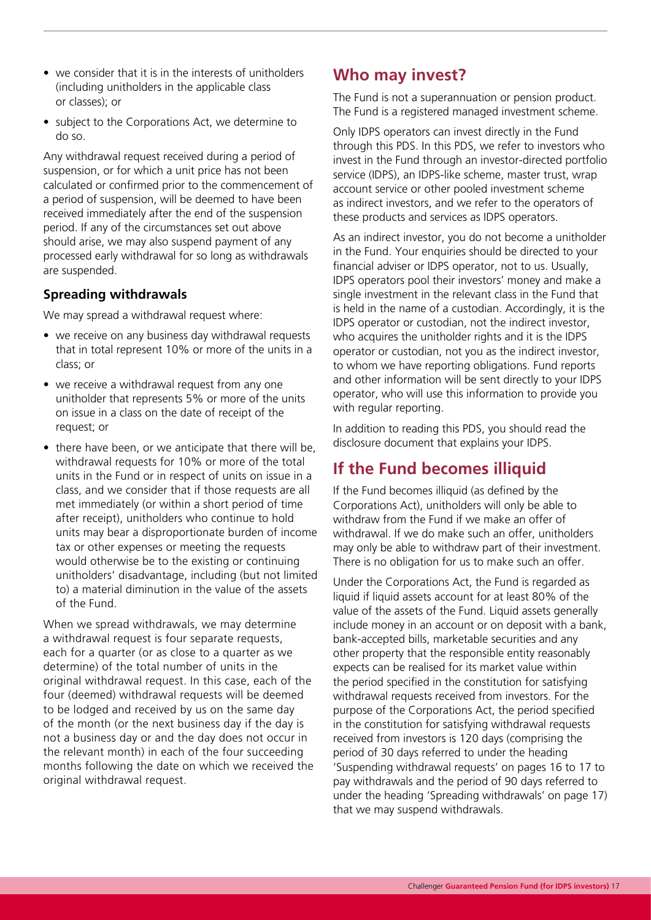- we consider that it is in the interests of unitholders (including unitholders in the applicable class or classes); or
- subject to the Corporations Act, we determine to do so.

Any withdrawal request received during a period of suspension, or for which a unit price has not been calculated or confirmed prior to the commencement of a period of suspension, will be deemed to have been received immediately after the end of the suspension period. If any of the circumstances set out above should arise, we may also suspend payment of any processed early withdrawal for so long as withdrawals are suspended.

### Spreading withdrawals

We may spread a withdrawal request where:

- we receive on any business day withdrawal requests that in total represent 10% or more of the units in a class; or
- we receive a withdrawal request from any one unitholder that represents 5% or more of the units on issue in a class on the date of receipt of the request; or
- there have been, or we anticipate that there will be, withdrawal requests for 10% or more of the total units in the Fund or in respect of units on issue in a class, and we consider that if those requests are all met immediately (or within a short period of time after receipt), unitholders who continue to hold units may bear a disproportionate burden of income tax or other expenses or meeting the requests would otherwise be to the existing or continuing unitholders' disadvantage, including (but not limited to) a material diminution in the value of the assets of the Fund.

When we spread withdrawals, we may determine a withdrawal request is four separate requests, each for a quarter (or as close to a quarter as we determine) of the total number of units in the original withdrawal request. In this case, each of the four (deemed) withdrawal requests will be deemed to be lodged and received by us on the same day of the month (or the next business day if the day is not a business day or and the day does not occur in the relevant month) in each of the four succeeding months following the date on which we received the original withdrawal request.

## Who may invest?

The Fund is not a superannuation or pension product. The Fund is a registered managed investment scheme.

Only IDPS operators can invest directly in the Fund through this PDS. In this PDS, we refer to investors who invest in the Fund through an investor-directed portfolio service (IDPS), an IDPS-like scheme, master trust, wrap account service or other pooled investment scheme as indirect investors, and we refer to the operators of these products and services as IDPS operators.

As an indirect investor, you do not become a unitholder in the Fund. Your enquiries should be directed to your financial adviser or IDPS operator, not to us. Usually, IDPS operators pool their investors' money and make a single investment in the relevant class in the Fund that is held in the name of a custodian. Accordingly, it is the IDPS operator or custodian, not the indirect investor, who acquires the unitholder rights and it is the IDPS operator or custodian, not you as the indirect investor, to whom we have reporting obligations. Fund reports and other information will be sent directly to your IDPS operator, who will use this information to provide you with regular reporting.

In addition to reading this PDS, you should read the disclosure document that explains your IDPS.

## If the Fund becomes illiquid

If the Fund becomes illiquid (as defined by the Corporations Act), unitholders will only be able to withdraw from the Fund if we make an offer of withdrawal. If we do make such an offer, unitholders may only be able to withdraw part of their investment. There is no obligation for us to make such an offer.

Under the Corporations Act, the Fund is regarded as liquid if liquid assets account for at least 80% of the value of the assets of the Fund. Liquid assets generally include money in an account or on deposit with a bank, bank-accepted bills, marketable securities and any other property that the responsible entity reasonably expects can be realised for its market value within the period specified in the constitution for satisfying withdrawal requests received from investors. For the purpose of the Corporations Act, the period specified in the constitution for satisfying withdrawal requests received from investors is 120 days (comprising the period of 30 days referred to under the heading 'Suspending withdrawal requests' on pages 16 to 17 to pay withdrawals and the period of 90 days referred to under the heading 'Spreading withdrawals' on page 17) that we may suspend withdrawals.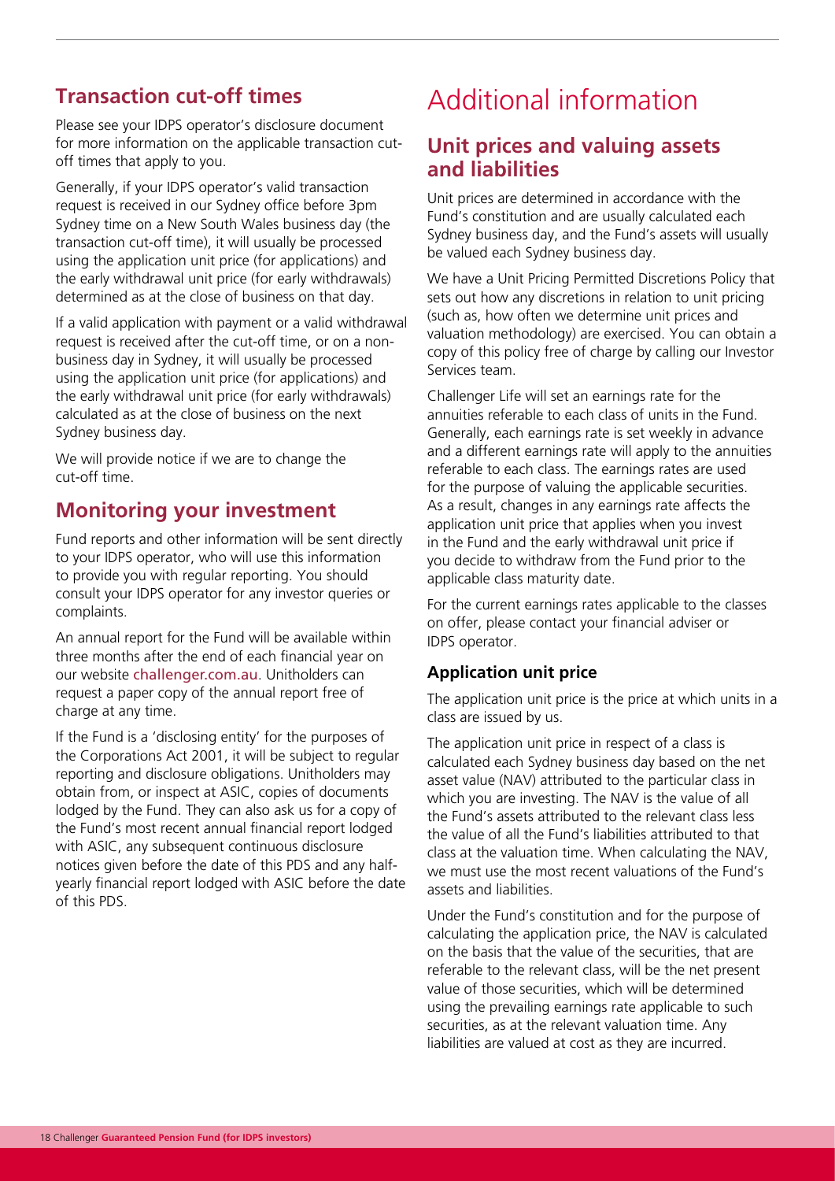## Transaction cut-off times

Please see your IDPS operator's disclosure document for more information on the applicable transaction cut-off times that apply to you.

Generally, if your IDPS operator's valid transaction request is received in our Sydney office before 3pm Sydney time on a New South Wales business day (the transaction cut-off time), it will usually be processed using the application unit price (for applications) and the early withdrawal unit price (for early withdrawals) determined as at the close of business on that day.

If a valid application with payment or a valid withdrawal request is received after the cut-off time, or on a non-business day in Sydney, it will usually be processed using the application unit price (for applications) and the early withdrawal unit price (for early withdrawals) calculated as at the close of business on the next Sydney business day.

We will provide notice if we are to change the cut-off time.

## Monitoring your investment

Fund reports and other information will be sent directly to your IDPS operator, who will use this information to provide you with regular reporting. You should consult your IDPS operator for any investor queries or complaints.

An annual report for the Fund will be available within three months after the end of each financial year on our website challenger.com.au. Unitholders can request a paper copy of the annual report free of charge at any time.

If the Fund is a 'disclosing entity' for the purposes of the Corporations Act 2001, it will be subject to regular reporting and disclosure obligations. Unitholders may obtain from, or inspect at ASIC, copies of documents lodged by the Fund. They can also ask us for a copy of the Fund's most recent annual financial report lodged with ASIC, any subsequent continuous disclosure notices given before the date of this PDS and any half-yearly financial report lodged with ASIC before the date of this PDS.

# Additional information

## Unit prices and valuing assets and liabilities

Unit prices are determined in accordance with the Fund's constitution and are usually calculated each Sydney business day, and the Fund's assets will usually be valued each Sydney business day.

We have a Unit Pricing Permitted Discretions Policy that sets out how any discretions in relation to unit pricing (such as, how often we determine unit prices and valuation methodology) are exercised. You can obtain a copy of this policy free of charge by calling our Investor Services team.

Challenger Life will set an earnings rate for the annuities referable to each class of units in the Fund. Generally, each earnings rate is set weekly in advance and a different earnings rate will apply to the annuities referable to each class. The earnings rates are used for the purpose of valuing the applicable securities. As a result, changes in any earnings rate affects the application unit price that applies when you invest in the Fund and the early withdrawal unit price if you decide to withdraw from the Fund prior to the applicable class maturity date.

For the current earnings rates applicable to the classes on offer, please contact your financial adviser or IDPS operator.

### Application unit price

The application unit price is the price at which units in a class are issued by us.

The application unit price in respect of a class is calculated each Sydney business day based on the net asset value (NAV) attributed to the particular class in which you are investing. The NAV is the value of all the Fund's assets attributed to the relevant class less the value of all the Fund's liabilities attributed to that class at the valuation time. When calculating the NAV, we must use the most recent valuations of the Fund's assets and liabilities.

Under the Fund's constitution and for the purpose of calculating the application price, the NAV is calculated on the basis that the value of the securities, that are referable to the relevant class, will be the net present value of those securities, which will be determined using the prevailing earnings rate applicable to such securities, as at the relevant valuation time. Any liabilities are valued at cost as they are incurred.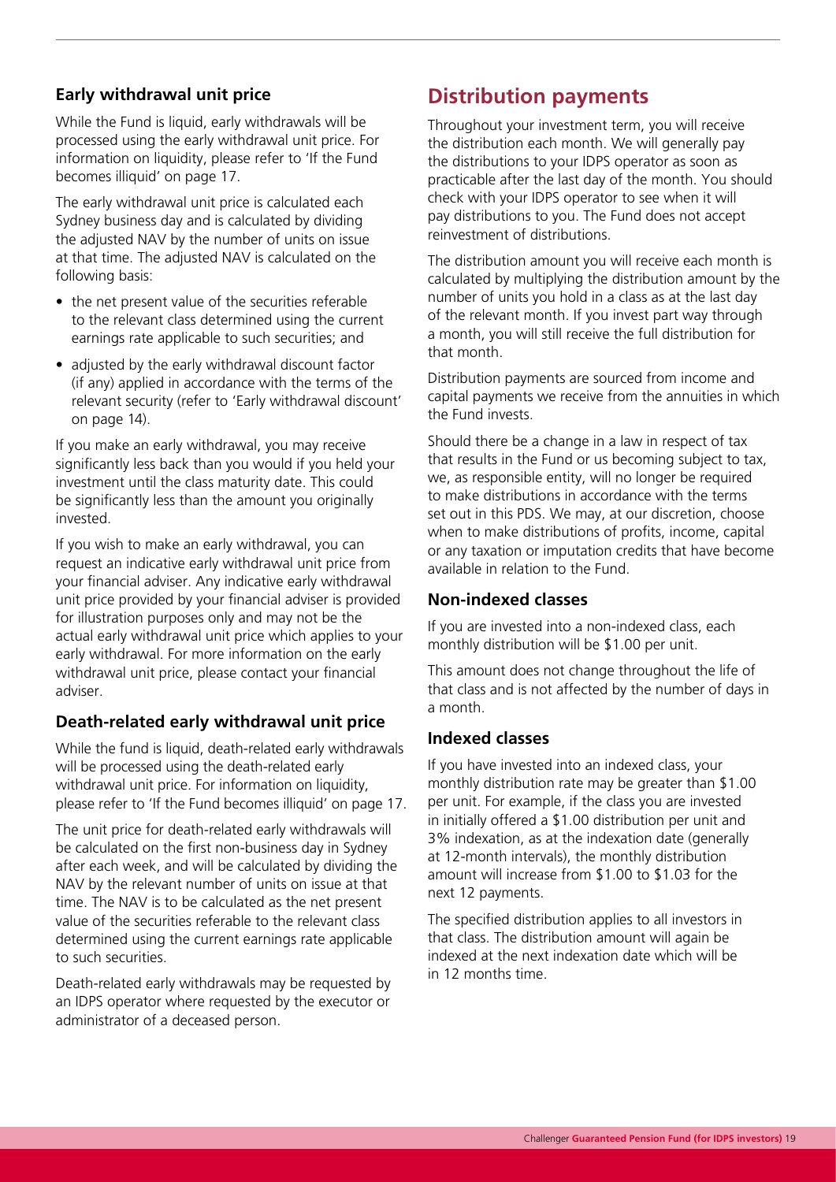### Early withdrawal unit price

While the Fund is liquid, early withdrawals will be processed using the early withdrawal unit price. For information on liquidity, please refer to 'If the Fund becomes illiquid' on page 17.

The early withdrawal unit price is calculated each Sydney business day and is calculated by dividing the adjusted NAV by the number of units on issue at that time. The adjusted NAV is calculated on the following basis:

- the net present value of the securities referable to the relevant class determined using the current earnings rate applicable to such securities; and
- adjusted by the early withdrawal discount factor (if any) applied in accordance with the terms of the relevant security (refer to 'Early withdrawal discount' on page 14).

If you make an early withdrawal, you may receive significantly less back than you would if you held your investment until the class maturity date. This could be significantly less than the amount you originally invested.

If you wish to make an early withdrawal, you can request an indicative early withdrawal unit price from your financial adviser. Any indicative early withdrawal unit price provided by your financial adviser is provided for illustration purposes only and may not be the actual early withdrawal unit price which applies to your early withdrawal. For more information on the early withdrawal unit price, please contact your financial adviser.

### Death-related early withdrawal unit price

While the fund is liquid, death-related early withdrawals will be processed using the death-related early withdrawal unit price. For information on liquidity, please refer to 'If the Fund becomes illiquid' on page 17.

The unit price for death-related early withdrawals will be calculated on the first non-business day in Sydney after each week, and will be calculated by dividing the NAV by the relevant number of units on issue at that time. The NAV is to be calculated as the net present value of the securities referable to the relevant class determined using the current earnings rate applicable to such securities.

Death-related early withdrawals may be requested by an IDPS operator where requested by the executor or administrator of a deceased person.

## Distribution payments

Throughout your investment term, you will receive the distribution each month. We will generally pay the distributions to your IDPS operator as soon as practicable after the last day of the month. You should check with your IDPS operator to see when it will pay distributions to you. The Fund does not accept reinvestment of distributions.

The distribution amount you will receive each month is calculated by multiplying the distribution amount by the number of units you hold in a class as at the last day of the relevant month. If you invest part way through a month, you will still receive the full distribution for that month.

Distribution payments are sourced from income and capital payments we receive from the annuities in which the Fund invests.

Should there be a change in a law in respect of tax that results in the Fund or us becoming subject to tax, we, as responsible entity, will no longer be required to make distributions in accordance with the terms set out in this PDS. We may, at our discretion, choose when to make distributions of profits, income, capital or any taxation or imputation credits that have become available in relation to the Fund.

### Non-indexed classes

If you are invested into a non-indexed class, each monthly distribution will be $1.00 per unit.

This amount does not change throughout the life of that class and is not affected by the number of days in a month.

### Indexed classes

If you have invested into an indexed class, your monthly distribution rate may be greater than $1.00 per unit. For example, if the class you are invested in initially offered a $1.00 distribution per unit and 3% indexation, as at the indexation date (generally at 12-month intervals), the monthly distribution amount will increase from $1.00 to $1.03 for the next 12 payments.

The specified distribution applies to all investors in that class. The distribution amount will again be indexed at the next indexation date which will be in 12 months time.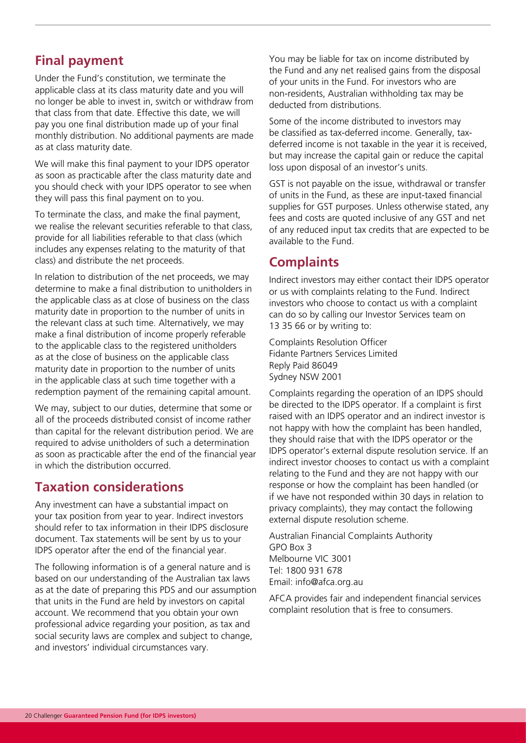## Final payment

Under the Fund's constitution, we terminate the applicable class at its class maturity date and you will no longer be able to invest in, switch or withdraw from that class from that date. Effective this date, we will pay you one final distribution made up of your final monthly distribution. No additional payments are made as at class maturity date.

We will make this final payment to your IDPS operator as soon as practicable after the class maturity date and you should check with your IDPS operator to see when they will pass this final payment on to you.

To terminate the class, and make the final payment, we realise the relevant securities referable to that class, provide for all liabilities referable to that class (which includes any expenses relating to the maturity of that class) and distribute the net proceeds.

In relation to distribution of the net proceeds, we may determine to make a final distribution to unitholders in the applicable class as at close of business on the class maturity date in proportion to the number of units in the relevant class at such time. Alternatively, we may make a final distribution of income properly referable to the applicable class to the registered unitholders as at the close of business on the applicable class maturity date in proportion to the number of units in the applicable class at such time together with a redemption payment of the remaining capital amount.

We may, subject to our duties, determine that some or all of the proceeds distributed consist of income rather than capital for the relevant distribution period. We are required to advise unitholders of such a determination as soon as practicable after the end of the financial year in which the distribution occurred.

## Taxation considerations

Any investment can have a substantial impact on your tax position from year to year. Indirect investors should refer to tax information in their IDPS disclosure document. Tax statements will be sent by us to your IDPS operator after the end of the financial year.

The following information is of a general nature and is based on our understanding of the Australian tax laws as at the date of preparing this PDS and our assumption that units in the Fund are held by investors on capital account. We recommend that you obtain your own professional advice regarding your position, as tax and social security laws are complex and subject to change, and investors' individual circumstances vary.

You may be liable for tax on income distributed by the Fund and any net realised gains from the disposal of your units in the Fund. For investors who are non-residents, Australian withholding tax may be deducted from distributions.

Some of the income distributed to investors may be classified as tax-deferred income. Generally, tax-deferred income is not taxable in the year it is received, but may increase the capital gain or reduce the capital loss upon disposal of an investor's units.

GST is not payable on the issue, withdrawal or transfer of units in the Fund, as these are input-taxed financial supplies for GST purposes. Unless otherwise stated, any fees and costs are quoted inclusive of any GST and net of any reduced input tax credits that are expected to be available to the Fund.

## Complaints

Indirect investors may either contact their IDPS operator or us with complaints relating to the Fund. Indirect investors who choose to contact us with a complaint can do so by calling our Investor Services team on 13 35 66 or by writing to:

Complaints Resolution Officer
Fidante Partners Services Limited
Reply Paid 86049
Sydney NSW 2001

Complaints regarding the operation of an IDPS should be directed to the IDPS operator. If a complaint is first raised with an IDPS operator and an indirect investor is not happy with how the complaint has been handled, they should raise that with the IDPS operator or the IDPS operator's external dispute resolution service. If an indirect investor chooses to contact us with a complaint relating to the Fund and they are not happy with our response or how the complaint has been handled (or if we have not responded within 30 days in relation to privacy complaints), they may contact the following external dispute resolution scheme.

Australian Financial Complaints Authority
GPO Box 3
Melbourne VIC 3001
Tel: 1800 931 678
Email: info@afca.org.au

AFCA provides fair and independent financial services complaint resolution that is free to consumers.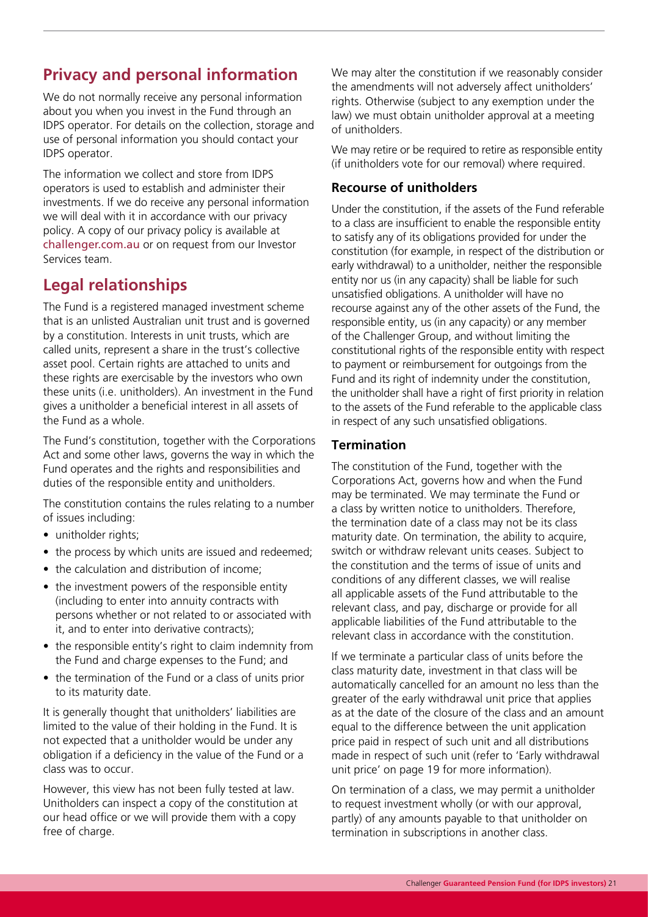## Privacy and personal information

We do not normally receive any personal information about you when you invest in the Fund through an IDPS operator. For details on the collection, storage and use of personal information you should contact your IDPS operator.

The information we collect and store from IDPS operators is used to establish and administer their investments. If we do receive any personal information we will deal with it in accordance with our privacy policy. A copy of our privacy policy is available at challenger.com.au or on request from our Investor Services team.

## Legal relationships

The Fund is a registered managed investment scheme that is an unlisted Australian unit trust and is governed by a constitution. Interests in unit trusts, which are called units, represent a share in the trust's collective asset pool. Certain rights are attached to units and these rights are exercisable by the investors who own these units (i.e. unitholders). An investment in the Fund gives a unitholder a beneficial interest in all assets of the Fund as a whole.

The Fund's constitution, together with the Corporations Act and some other laws, governs the way in which the Fund operates and the rights and responsibilities and duties of the responsible entity and unitholders.

The constitution contains the rules relating to a number of issues including:

- unitholder rights;
- the process by which units are issued and redeemed;
- the calculation and distribution of income;
- the investment powers of the responsible entity (including to enter into annuity contracts with persons whether or not related to or associated with it, and to enter into derivative contracts);
- the responsible entity's right to claim indemnity from the Fund and charge expenses to the Fund; and
- the termination of the Fund or a class of units prior to its maturity date.

It is generally thought that unitholders' liabilities are limited to the value of their holding in the Fund. It is not expected that a unitholder would be under any obligation if a deficiency in the value of the Fund or a class was to occur.

However, this view has not been fully tested at law. Unitholders can inspect a copy of the constitution at our head office or we will provide them with a copy free of charge.

We may alter the constitution if we reasonably consider the amendments will not adversely affect unitholders' rights. Otherwise (subject to any exemption under the law) we must obtain unitholder approval at a meeting of unitholders.

We may retire or be required to retire as responsible entity (if unitholders vote for our removal) where required.

### Recourse of unitholders

Under the constitution, if the assets of the Fund referable to a class are insufficient to enable the responsible entity to satisfy any of its obligations provided for under the constitution (for example, in respect of the distribution or early withdrawal) to a unitholder, neither the responsible entity nor us (in any capacity) shall be liable for such unsatisfied obligations. A unitholder will have no recourse against any of the other assets of the Fund, the responsible entity, us (in any capacity) or any member of the Challenger Group, and without limiting the constitutional rights of the responsible entity with respect to payment or reimbursement for outgoings from the Fund and its right of indemnity under the constitution, the unitholder shall have a right of first priority in relation to the assets of the Fund referable to the applicable class in respect of any such unsatisfied obligations.

### Termination

The constitution of the Fund, together with the Corporations Act, governs how and when the Fund may be terminated. We may terminate the Fund or a class by written notice to unitholders. Therefore, the termination date of a class may not be its class maturity date. On termination, the ability to acquire, switch or withdraw relevant units ceases. Subject to the constitution and the terms of issue of units and conditions of any different classes, we will realise all applicable assets of the Fund attributable to the relevant class, and pay, discharge or provide for all applicable liabilities of the Fund attributable to the relevant class in accordance with the constitution.

If we terminate a particular class of units before the class maturity date, investment in that class will be automatically cancelled for an amount no less than the greater of the early withdrawal unit price that applies as at the date of the closure of the class and an amount equal to the difference between the unit application price paid in respect of such unit and all distributions made in respect of such unit (refer to 'Early withdrawal unit price' on page 19 for more information).

On termination of a class, we may permit a unitholder to request investment wholly (or with our approval, partly) of any amounts payable to that unitholder on termination in subscriptions in another class.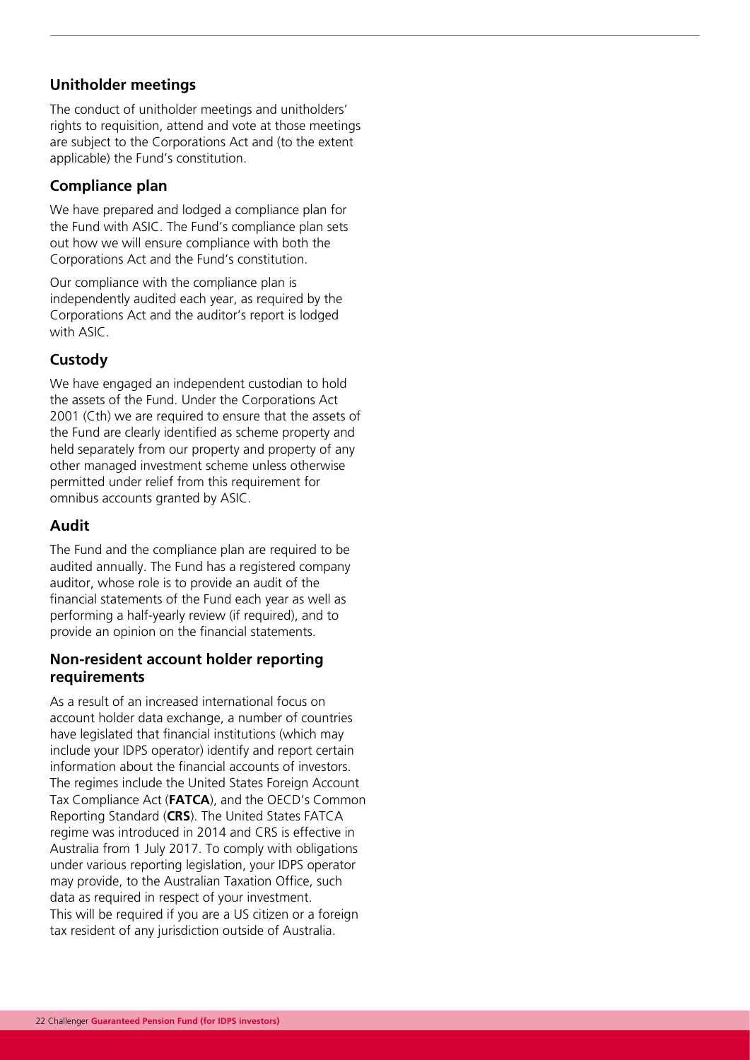## Unitholder meetings

The conduct of unitholder meetings and unitholders' rights to requisition, attend and vote at those meetings are subject to the Corporations Act and (to the extent applicable) the Fund's constitution.

## Compliance plan

We have prepared and lodged a compliance plan for the Fund with ASIC. The Fund's compliance plan sets out how we will ensure compliance with both the Corporations Act and the Fund's constitution.

Our compliance with the compliance plan is independently audited each year, as required by the Corporations Act and the auditor's report is lodged with ASIC.

## Custody

We have engaged an independent custodian to hold the assets of the Fund. Under the Corporations Act 2001 (Cth) we are required to ensure that the assets of the Fund are clearly identified as scheme property and held separately from our property and property of any other managed investment scheme unless otherwise permitted under relief from this requirement for omnibus accounts granted by ASIC.

## Audit

The Fund and the compliance plan are required to be audited annually. The Fund has a registered company auditor, whose role is to provide an audit of the financial statements of the Fund each year as well as performing a half-yearly review (if required), and to provide an opinion on the financial statements.

## Non-resident account holder reporting requirements

As a result of an increased international focus on account holder data exchange, a number of countries have legislated that financial institutions (which may include your IDPS operator) identify and report certain information about the financial accounts of investors. The regimes include the United States Foreign Account Tax Compliance Act (**FATCA**), and the OECD's Common Reporting Standard (**CRS**). The United States FATCA regime was introduced in 2014 and CRS is effective in Australia from 1 July 2017. To comply with obligations under various reporting legislation, your IDPS operator may provide, to the Australian Taxation Office, such data as required in respect of your investment. This will be required if you are a US citizen or a foreign tax resident of any jurisdiction outside of Australia.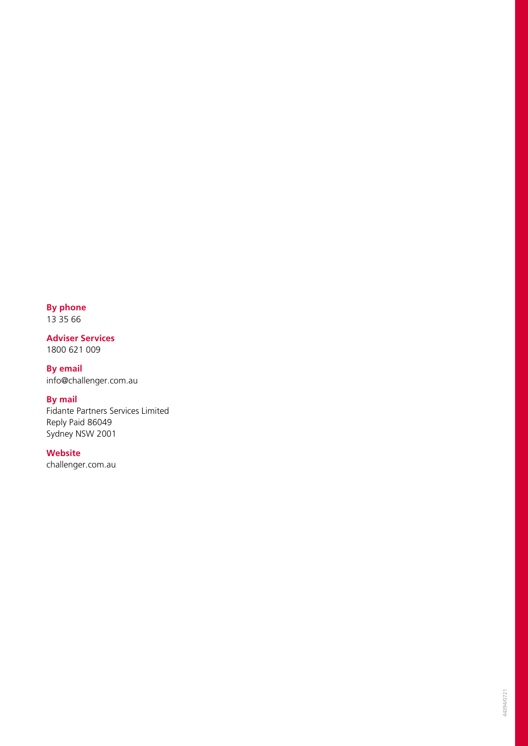**By phone**
13 35 66

**Adviser Services**
1800 621 009

**By email**
info@challenger.com.au

**By mail**
Fidante Partners Services Limited
Reply Paid 86049
Sydney NSW 2001

**Website**
challenger.com.au

44394/0721